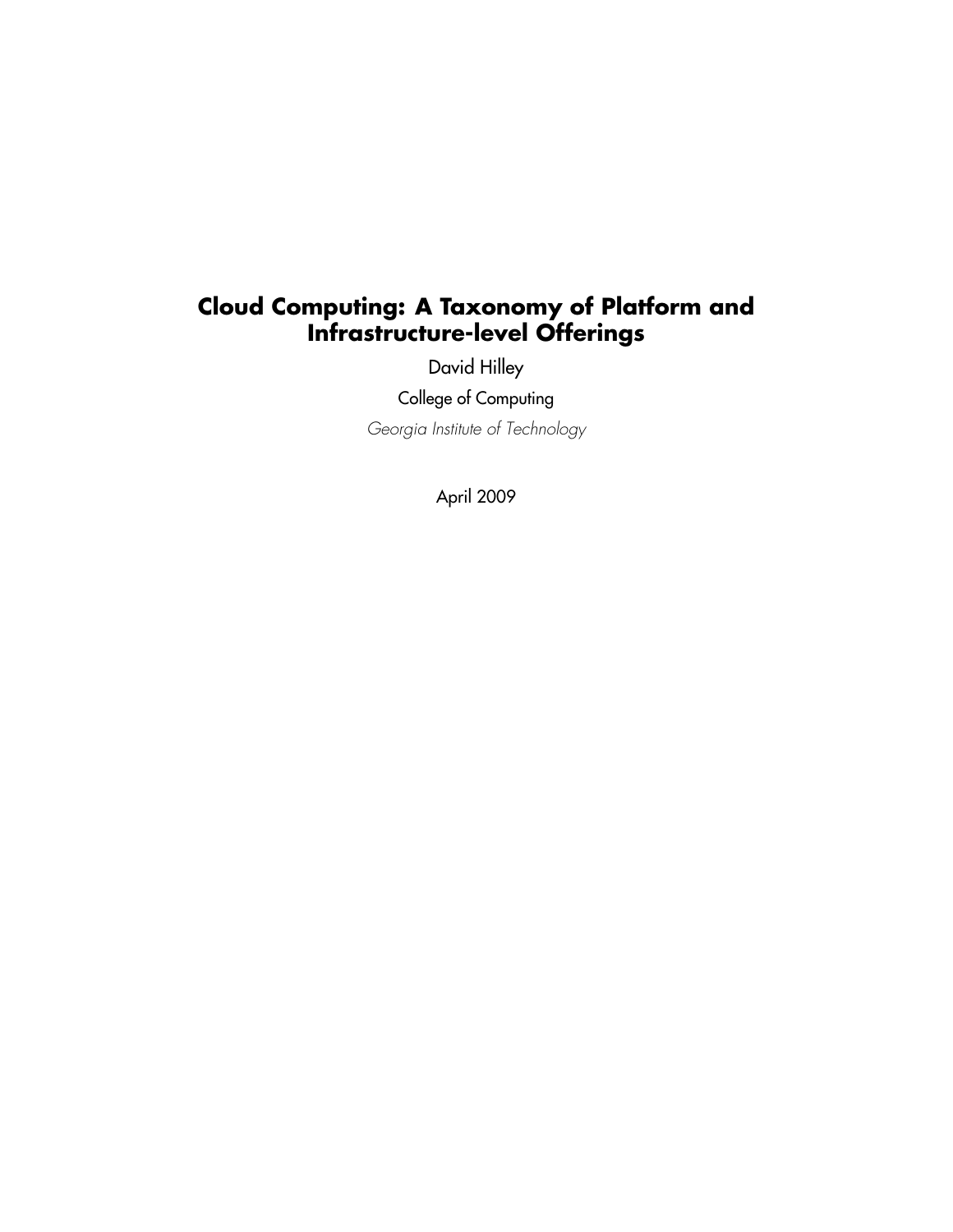# Cloud Computing: A Taxonomy of Platform and Infrastructure-level Offerings

David Hilley

College of Computing

*Georgia Institute of Technology*

April 2009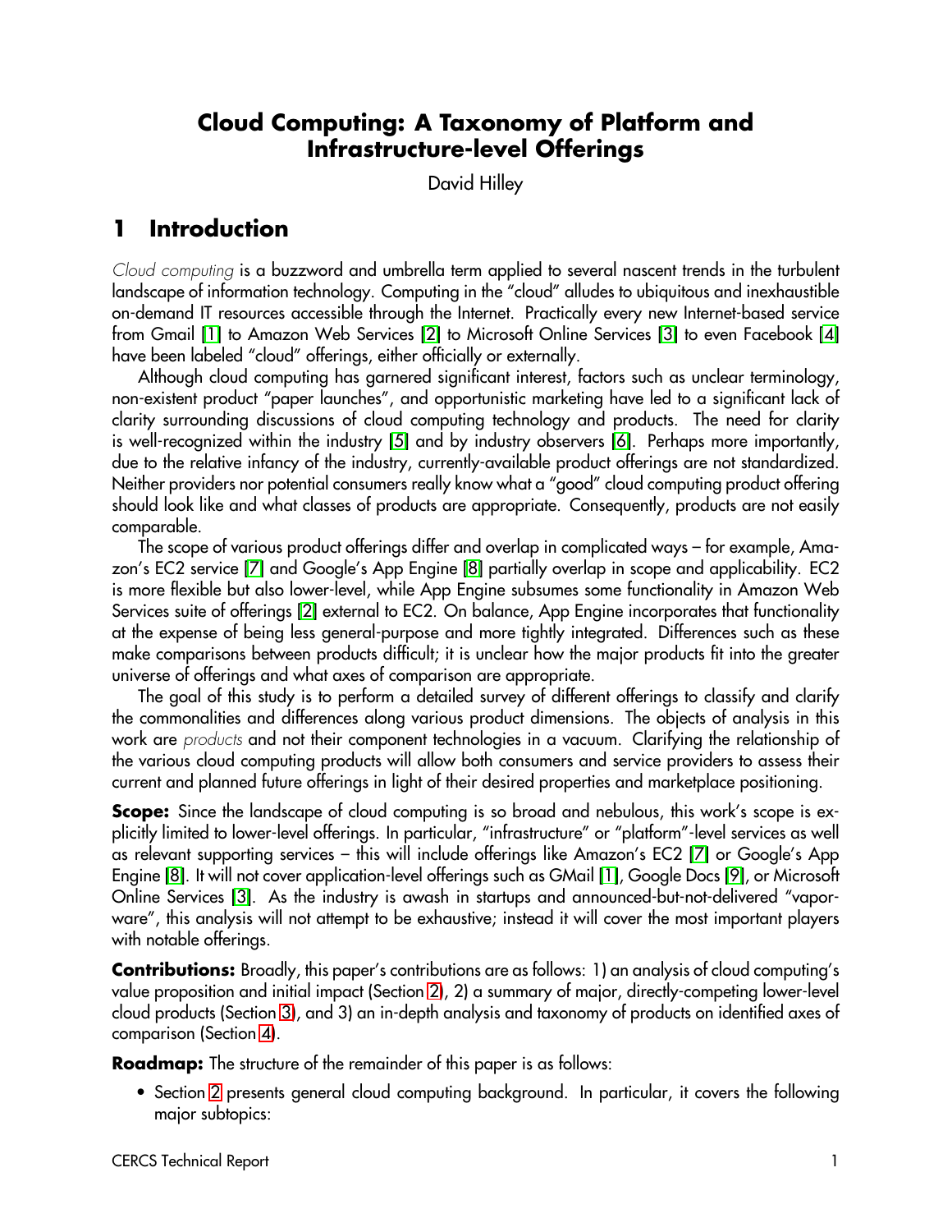# Cloud Computing: A Taxonomy of Platform and Infrastructure-level Offerings

David Hilley

## 1 Introduction

*Cloud computing* is a buzzword and umbrella term applied to several nascent trends in the turbulent landscape of information technology. Computing in the "cloud" alludes to ubiquitous and inexhaustible on-demand IT resources accessible through the Internet. Practically every new Internet-based service from Gmail [1] to Amazon Web Services [2] to Microsoft Online Services [3] to even Facebook [4] have been labeled "cloud" offerings, either officially or externally.

Although cloud computing has garnered significant interest, factors such as unclear terminology, non-existent product "paper launches", and opportunistic marketing have led to a significant lack of clarity surrounding discussions of cloud computing technology and products. The need for clarity is well-recognized within the industry [5] and by industry observers [6]. Perhaps more importantly, due to the relative infancy of the industry, currently-available product offerings are not standardized. Neither providers nor potential consumers really know what a "good" cloud computing product offering should look like and what classes of products are appropriate. Consequently, products are not easily comparable.

The scope of various product offerings differ and overlap in complicated ways – for example, Amazon's EC2 service [7] and Google's App Engine [8] partially overlap in scope and applicability. EC2 is more flexible but also lower-level, while App Engine subsumes some functionality in Amazon Web Services suite of offerings [2] external to EC2. On balance, App Engine incorporates that functionality at the expense of being less general-purpose and more tightly integrated. Differences such as these make comparisons between products difficult; it is unclear how the major products fit into the greater universe of offerings and what axes of comparison are appropriate.

The goal of this study is to perform a detailed survey of different offerings to classify and clarify the commonalities and differences along various product dimensions. The objects of analysis in this work are *products* and not their component technologies in a vacuum. Clarifying the relationship of the various cloud computing products will allow both consumers and service providers to assess their current and planned future offerings in light of their desired properties and marketplace positioning.

**Scope:** Since the landscape of cloud computing is so broad and nebulous, this work's scope is explicitly limited to lower-level offerings. In particular, "infrastructure" or "platform"-level services as well as relevant supporting services – this will include offerings like Amazon's EC2 [7] or Google's App Engine [8]. It will not cover application-level offerings such as GMail [1], Google Docs [9], or Microsoft Online Services [3]. As the industry is awash in startups and announced-but-not-delivered "vaporware", this analysis will not attempt to be exhaustive; instead it will cover the most important players with notable offerings.

**Contributions:** Broadly, this paper's contributions are as follows: 1) an analysis of cloud computing's value proposition and initial impact (Section 2), 2) a summary of major, directly-competing lower-level cloud products (Section 3), and 3) an in-depth analysis and taxonomy of products on identified axes of comparison (Section 4).

**Roadmap:** The structure of the remainder of this paper is as follows:

- Section 2 presents general cloud computing background. In particular, it covers the following major subtopics: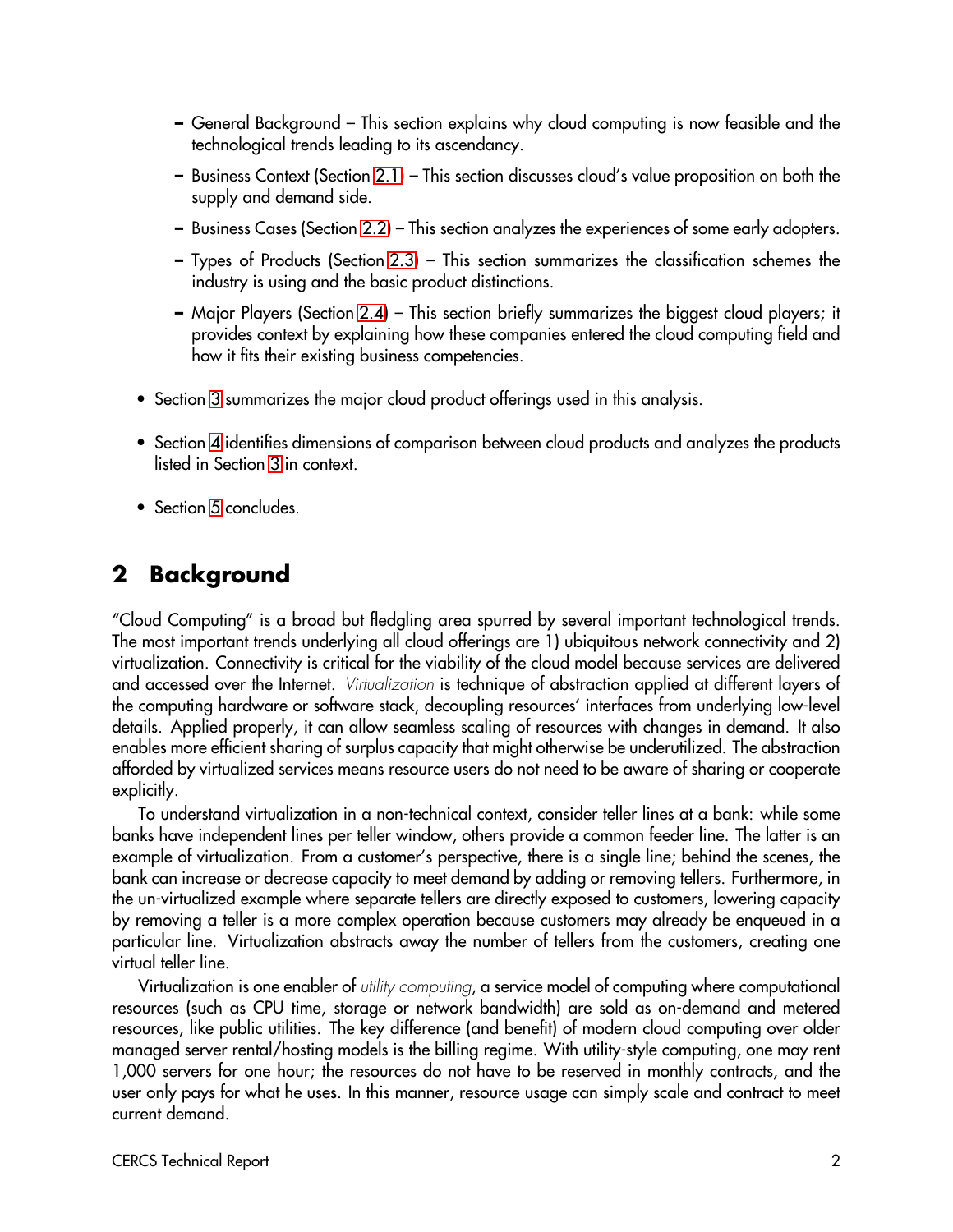- General Background – This section explains why cloud computing is now feasible and the technological trends leading to its ascendancy.
  - Business Context (Section 2.1) – This section discusses cloud's value proposition on both the supply and demand side.
  - Business Cases (Section 2.2) – This section analyzes the experiences of some early adopters.
  - Types of Products (Section 2.3) – This section summarizes the classification schemes the industry is using and the basic product distinctions.
  - Major Players (Section 2.4) – This section briefly summarizes the biggest cloud players; it provides context by explaining how these companies entered the cloud computing field and how it fits their existing business competencies.

- Section 3 summarizes the major cloud product offerings used in this analysis.
- Section 4 identifies dimensions of comparison between cloud products and analyzes the products listed in Section 3 in context.
- Section 5 concludes.

## 2 Background

"Cloud Computing" is a broad but fledgling area spurred by several important technological trends. The most important trends underlying all cloud offerings are 1) ubiquitous network connectivity and 2) virtualization. Connectivity is critical for the viability of the cloud model because services are delivered and accessed over the Internet. *Virtualization* is technique of abstraction applied at different layers of the computing hardware or software stack, decoupling resources' interfaces from underlying low-level details. Applied properly, it can allow seamless scaling of resources with changes in demand. It also enables more efficient sharing of surplus capacity that might otherwise be underutilized. The abstraction afforded by virtualized services means resource users do not need to be aware of sharing or cooperate explicitly.

To understand virtualization in a non-technical context, consider teller lines at a bank: while some banks have independent lines per teller window, others provide a common feeder line. The latter is an example of virtualization. From a customer's perspective, there is a single line; behind the scenes, the bank can increase or decrease capacity to meet demand by adding or removing tellers. Furthermore, in the un-virtualized example where separate tellers are directly exposed to customers, lowering capacity by removing a teller is a more complex operation because customers may already be enqueued in a particular line. Virtualization abstracts away the number of tellers from the customers, creating one virtual teller line.

Virtualization is one enabler of *utility computing*, a service model of computing where computational resources (such as CPU time, storage or network bandwidth) are sold as on-demand and metered resources, like public utilities. The key difference (and benefit) of modern cloud computing over older managed server rental/hosting models is the billing regime. With utility-style computing, one may rent 1,000 servers for one hour; the resources do not have to be reserved in monthly contracts, and the user only pays for what he uses. In this manner, resource usage can simply scale and contract to meet current demand.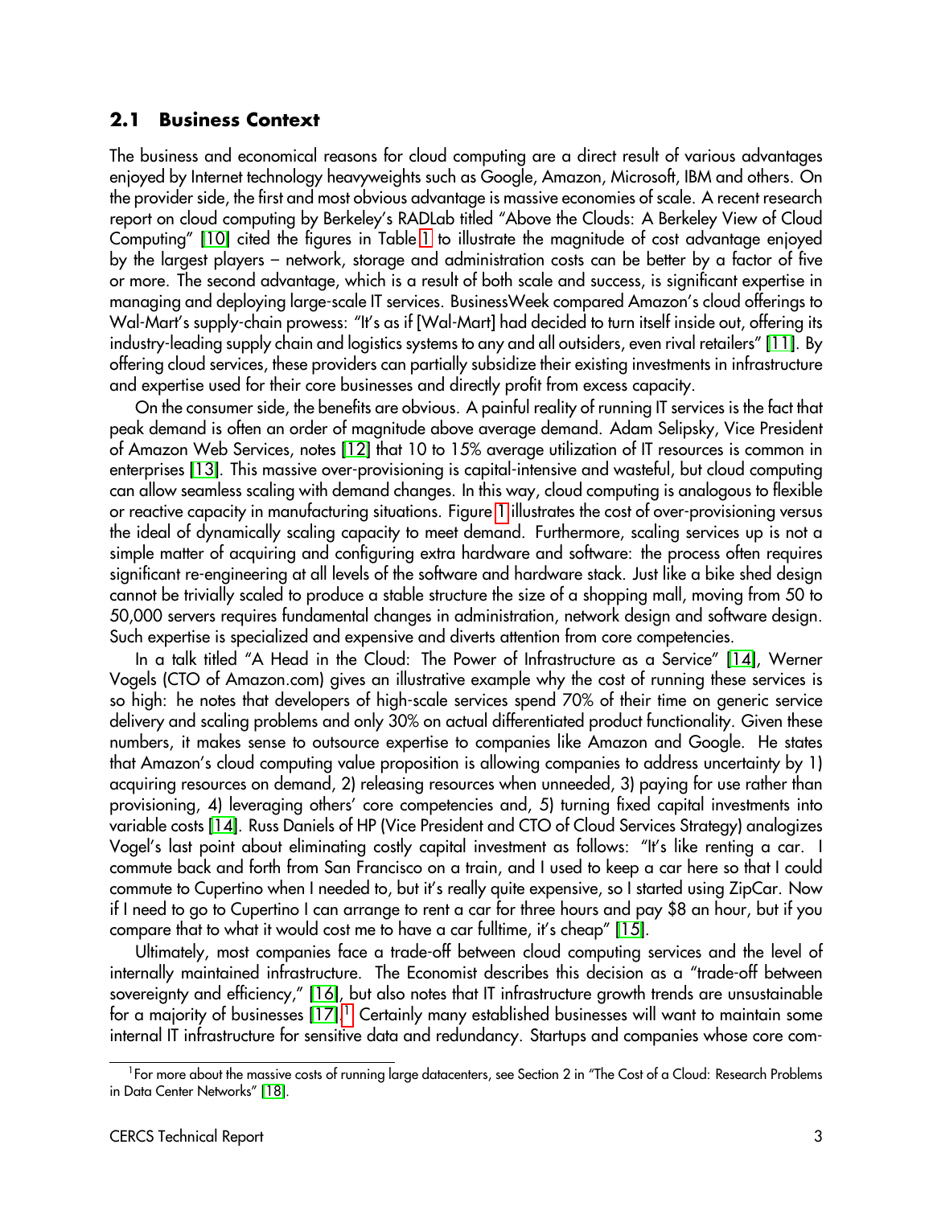## 2.1 Business Context

The business and economical reasons for cloud computing are a direct result of various advantages enjoyed by Internet technology heavyweights such as Google, Amazon, Microsoft, IBM and others. On the provider side, the first and most obvious advantage is massive economies of scale. A recent research report on cloud computing by Berkeley's RADLab titled "Above the Clouds: A Berkeley View of Cloud Computing" [10] cited the figures in Table 1 to illustrate the magnitude of cost advantage enjoyed by the largest players – network, storage and administration costs can be better by a factor of five or more. The second advantage, which is a result of both scale and success, is significant expertise in managing and deploying large-scale IT services. BusinessWeek compared Amazon's cloud offerings to Wal-Mart's supply-chain prowess: "It's as if [Wal-Mart] had decided to turn itself inside out, offering its industry-leading supply chain and logistics systems to any and all outsiders, even rival retailers" [11]. By offering cloud services, these providers can partially subsidize their existing investments in infrastructure and expertise used for their core businesses and directly profit from excess capacity.

On the consumer side, the benefits are obvious. A painful reality of running IT services is the fact that peak demand is often an order of magnitude above average demand. Adam Selipsky, Vice President of Amazon Web Services, notes [12] that 10 to 15% average utilization of IT resources is common in enterprises [13]. This massive over-provisioning is capital-intensive and wasteful, but cloud computing can allow seamless scaling with demand changes. In this way, cloud computing is analogous to flexible or reactive capacity in manufacturing situations. Figure 1 illustrates the cost of over-provisioning versus the ideal of dynamically scaling capacity to meet demand. Furthermore, scaling services up is not a simple matter of acquiring and configuring extra hardware and software: the process often requires significant re-engineering at all levels of the software and hardware stack. Just like a bike shed design cannot be trivially scaled to produce a stable structure the size of a shopping mall, moving from 50 to 50,000 servers requires fundamental changes in administration, network design and software design. Such expertise is specialized and expensive and diverts attention from core competencies.

In a talk titled "A Head in the Cloud: The Power of Infrastructure as a Service" [14], Werner Vogels (CTO of Amazon.com) gives an illustrative example why the cost of running these services is so high: he notes that developers of high-scale services spend 70% of their time on generic service delivery and scaling problems and only 30% on actual differentiated product functionality. Given these numbers, it makes sense to outsource expertise to companies like Amazon and Google. He states that Amazon's cloud computing value proposition is allowing companies to address uncertainty by 1) acquiring resources on demand, 2) releasing resources when unneeded, 3) paying for use rather than provisioning, 4) leveraging others' core competencies and, 5) turning fixed capital investments into variable costs [14]. Russ Daniels of HP (Vice President and CTO of Cloud Services Strategy) analogizes Vogel's last point about eliminating costly capital investment as follows: "It's like renting a car. I commute back and forth from San Francisco on a train, and I used to keep a car here so that I could commute to Cupertino when I needed to, but it's really quite expensive, so I started using ZipCar. Now if I need to go to Cupertino I can arrange to rent a car for three hours and pay $8 an hour, but if you compare that to what it would cost me to have a car fulltime, it's cheap" [15].

Ultimately, most companies face a trade-off between cloud computing services and the level of internally maintained infrastructure. The Economist describes this decision as a "trade-off between sovereignty and efficiency," [16], but also notes that IT infrastructure growth trends are unsustainable for a majority of businesses [17].[1] Certainly many established businesses will want to maintain some internal IT infrastructure for sensitive data and redundancy. Startups and companies whose core com-

[1] For more about the massive costs of running large datacenters, see Section 2 in "The Cost of a Cloud: Research Problems in Data Center Networks" [18].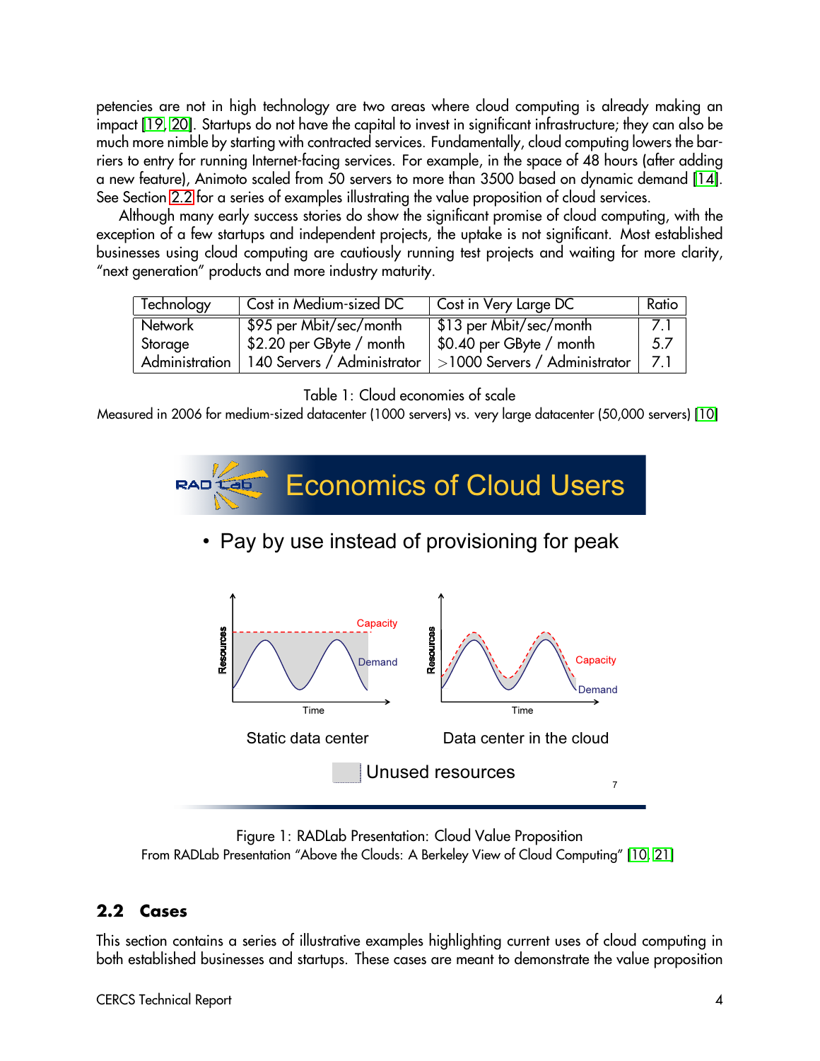petencies are not in high technology are two areas where cloud computing is already making an impact [19, 20]. Startups do not have the capital to invest in significant infrastructure; they can also be much more nimble by starting with contracted services. Fundamentally, cloud computing lowers the barriers to entry for running Internet-facing services. For example, in the space of 48 hours (after adding a new feature), Animoto scaled from 50 servers to more than 3500 based on dynamic demand [14]. See Section 2.2 for a series of examples illustrating the value proposition of cloud services.

Although many early success stories do show the significant promise of cloud computing, with the exception of a few startups and independent projects, the uptake is not significant. Most established businesses using cloud computing are cautiously running test projects and waiting for more clarity, "next generation" products and more industry maturity.

| Technology | Cost in Medium-sized DC | Cost in Very Large DC | Ratio |
|---|---|---|---|
| Network | $95 per Mbit/sec/month | $13 per Mbit/sec/month | 7.1 |
| Storage | $2.20 per GByte / month | $0.40 per GByte / month | 5.7 |
| Administration | 140 Servers / Administrator | >1000 Servers / Administrator | 7.1 |

Table 1: Cloud economies of scale
Measured in 2006 for medium-sized datacenter (1000 servers) vs. very large datacenter (50,000 servers) [10]

Figure 1: RADLab Presentation: Cloud Value Proposition
From RADLab Presentation "Above the Clouds: A Berkeley View of Cloud Computing" [10, 21]

## 2.2 Cases

This section contains a series of illustrative examples highlighting current uses of cloud computing in both established businesses and startups. These cases are meant to demonstrate the value proposition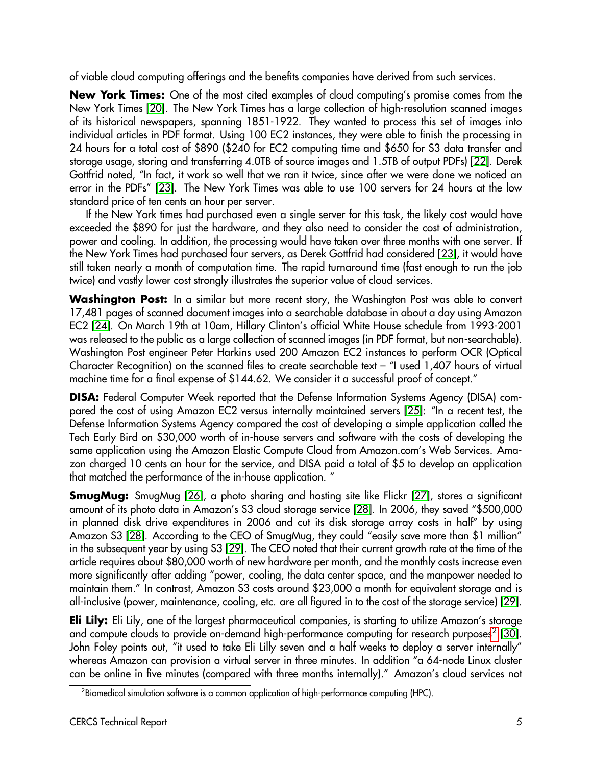of viable cloud computing offerings and the benefits companies have derived from such services.

**New York Times:** One of the most cited examples of cloud computing's promise comes from the New York Times [20]. The New York Times has a large collection of high-resolution scanned images of its historical newspapers, spanning 1851-1922. They wanted to process this set of images into individual articles in PDF format. Using 100 EC2 instances, they were able to finish the processing in 24 hours for a total cost of $890 ($240 for EC2 computing time and $650 for S3 data transfer and storage usage, storing and transferring 4.0TB of source images and 1.5TB of output PDFs) [22]. Derek Gottfrid noted, "In fact, it work so well that we ran it twice, since after we were done we noticed an error in the PDFs" [23]. The New York Times was able to use 100 servers for 24 hours at the low standard price of ten cents an hour per server.

If the New York times had purchased even a single server for this task, the likely cost would have exceeded the $890 for just the hardware, and they also need to consider the cost of administration, power and cooling. In addition, the processing would have taken over three months with one server. If the New York Times had purchased four servers, as Derek Gottfrid had considered [23], it would have still taken nearly a month of computation time. The rapid turnaround time (fast enough to run the job twice) and vastly lower cost strongly illustrates the superior value of cloud services.

**Washington Post:** In a similar but more recent story, the Washington Post was able to convert 17,481 pages of scanned document images into a searchable database in about a day using Amazon EC2 [24]. On March 19th at 10am, Hillary Clinton's official White House schedule from 1993-2001 was released to the public as a large collection of scanned images (in PDF format, but non-searchable). Washington Post engineer Peter Harkins used 200 Amazon EC2 instances to perform OCR (Optical Character Recognition) on the scanned files to create searchable text – "I used 1,407 hours of virtual machine time for a final expense of $144.62. We consider it a successful proof of concept."

**DISA:** Federal Computer Week reported that the Defense Information Systems Agency (DISA) compared the cost of using Amazon EC2 versus internally maintained servers [25]: "In a recent test, the Defense Information Systems Agency compared the cost of developing a simple application called the Tech Early Bird on $30,000 worth of in-house servers and software with the costs of developing the same application using the Amazon Elastic Compute Cloud from Amazon.com's Web Services. Amazon charged 10 cents an hour for the service, and DISA paid a total of $5 to develop an application that matched the performance of the in-house application. "

**SmugMug:** SmugMug [26], a photo sharing and hosting site like Flickr [27], stores a significant amount of its photo data in Amazon's S3 cloud storage service [28]. In 2006, they saved "$500,000 in planned disk drive expenditures in 2006 and cut its disk storage array costs in half" by using Amazon S3 [28]. According to the CEO of SmugMug, they could "easily save more than $1 million" in the subsequent year by using S3 [29]. The CEO noted that their current growth rate at the time of the article requires about $80,000 worth of new hardware per month, and the monthly costs increase even more significantly after adding "power, cooling, the data center space, and the manpower needed to maintain them." In contrast, Amazon S3 costs around $23,000 a month for equivalent storage and is all-inclusive (power, maintenance, cooling, etc. are all figured in to the cost of the storage service) [29].

**Eli Lily:** Eli Lily, one of the largest pharmaceutical companies, is starting to utilize Amazon's storage and compute clouds to provide on-demand high-performance computing for research purposes[2] [30]. John Foley points out, "it used to take Eli Lilly seven and a half weeks to deploy a server internally" whereas Amazon can provision a virtual server in three minutes. In addition "a 64-node Linux cluster can be online in five minutes (compared with three months internally)." Amazon's cloud services not

[2] Biomedical simulation software is a common application of high-performance computing (HPC).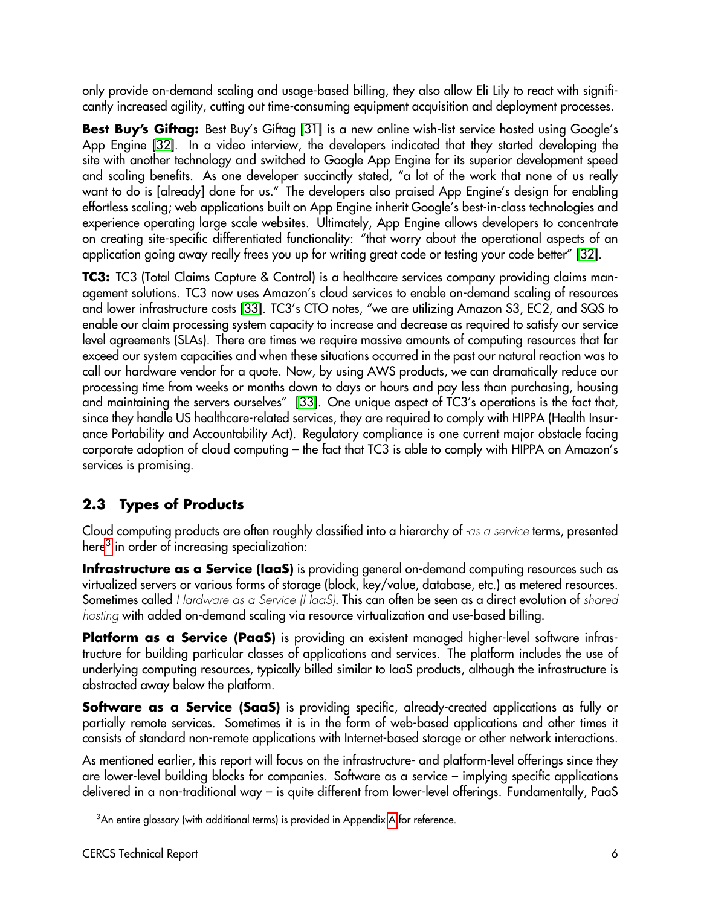only provide on-demand scaling and usage-based billing, they also allow Eli Lily to react with significantly increased agility, cutting out time-consuming equipment acquisition and deployment processes.

**Best Buy's Giftag:** Best Buy's Giftag [31] is a new online wish-list service hosted using Google's App Engine [32]. In a video interview, the developers indicated that they started developing the site with another technology and switched to Google App Engine for its superior development speed and scaling benefits. As one developer succinctly stated, "a lot of the work that none of us really want to do is [already] done for us." The developers also praised App Engine's design for enabling effortless scaling; web applications built on App Engine inherit Google's best-in-class technologies and experience operating large scale websites. Ultimately, App Engine allows developers to concentrate on creating site-specific differentiated functionality: "that worry about the operational aspects of an application going away really frees you up for writing great code or testing your code better" [32].

**TC3:** TC3 (Total Claims Capture & Control) is a healthcare services company providing claims management solutions. TC3 now uses Amazon's cloud services to enable on-demand scaling of resources and lower infrastructure costs [33]. TC3's CTO notes, "we are utilizing Amazon S3, EC2, and SQS to enable our claim processing system capacity to increase and decrease as required to satisfy our service level agreements (SLAs). There are times we require massive amounts of computing resources that far exceed our system capacities and when these situations occurred in the past our natural reaction was to call our hardware vendor for a quote. Now, by using AWS products, we can dramatically reduce our processing time from weeks or months down to days or hours and pay less than purchasing, housing and maintaining the servers ourselves" [33]. One unique aspect of TC3's operations is the fact that, since they handle US healthcare-related services, they are required to comply with HIPPA (Health Insurance Portability and Accountability Act). Regulatory compliance is one current major obstacle facing corporate adoption of cloud computing – the fact that TC3 is able to comply with HIPPA on Amazon's services is promising.

## 2.3 Types of Products

Cloud computing products are often roughly classified into a hierarchy of *-as a service* terms, presented here[3] in order of increasing specialization:

**Infrastructure as a Service (IaaS)** is providing general on-demand computing resources such as virtualized servers or various forms of storage (block, key/value, database, etc.) as metered resources. Sometimes called *Hardware as a Service (HaaS)*. This can often be seen as a direct evolution of *shared hosting* with added on-demand scaling via resource virtualization and use-based billing.

**Platform as a Service (PaaS)** is providing an existent managed higher-level software infrastructure for building particular classes of applications and services. The platform includes the use of underlying computing resources, typically billed similar to IaaS products, although the infrastructure is abstracted away below the platform.

**Software as a Service (SaaS)** is providing specific, already-created applications as fully or partially remote services. Sometimes it is in the form of web-based applications and other times it consists of standard non-remote applications with Internet-based storage or other network interactions.

As mentioned earlier, this report will focus on the infrastructure- and platform-level offerings since they are lower-level building blocks for companies. Software as a service – implying specific applications delivered in a non-traditional way – is quite different from lower-level offerings. Fundamentally, PaaS

[3] An entire glossary (with additional terms) is provided in Appendix A for reference.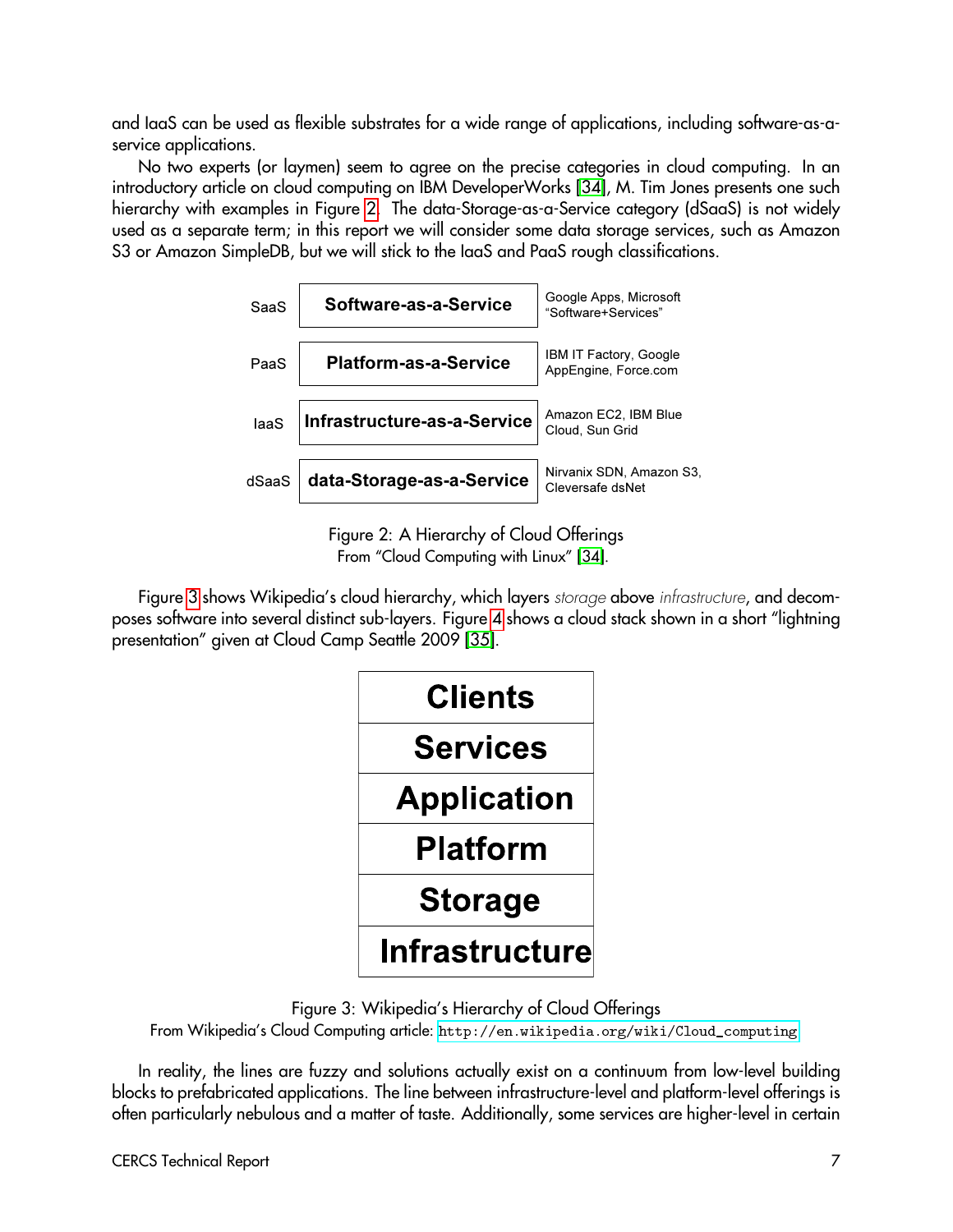and IaaS can be used as flexible substrates for a wide range of applications, including software-as-a-service applications.

No two experts (or laymen) seem to agree on the precise categories in cloud computing. In an introductory article on cloud computing on IBM DeveloperWorks [34], M. Tim Jones presents one such hierarchy with examples in Figure 2. The data-Storage-as-a-Service category (dSaaS) is not widely used as a separate term; in this report we will consider some data storage services, such as Amazon S3 or Amazon SimpleDB, but we will stick to the IaaS and PaaS rough classifications.

| | | |
|---|---|---|
| SaaS | **Software-as-a-Service** | Google Apps, Microsoft "Software+Services" |
| PaaS | **Platform-as-a-Service** | IBM IT Factory, Google AppEngine, Force.com |
| IaaS | **Infrastructure-as-a-Service** | Amazon EC2, IBM Blue Cloud, Sun Grid |
| dSaaS | **data-Storage-as-a-Service** | Nirvanix SDN, Amazon S3, Cleversafe dsNet |

Figure 2: A Hierarchy of Cloud Offerings
From "Cloud Computing with Linux" [34].

Figure 3 shows Wikipedia's cloud hierarchy, which layers *storage* above *infrastructure*, and decomposes software into several distinct sub-layers. Figure 4 shows a cloud stack shown in a short "lightning presentation" given at Cloud Camp Seattle 2009 [35].

| |
|---|
| **Clients** |
| **Services** |
| **Application** |
| **Platform** |
| **Storage** |
| **Infrastructure** |

Figure 3: Wikipedia's Hierarchy of Cloud Offerings
From Wikipedia's Cloud Computing article: http://en.wikipedia.org/wiki/Cloud_computing

In reality, the lines are fuzzy and solutions actually exist on a continuum from low-level building blocks to prefabricated applications. The line between infrastructure-level and platform-level offerings is often particularly nebulous and a matter of taste. Additionally, some services are higher-level in certain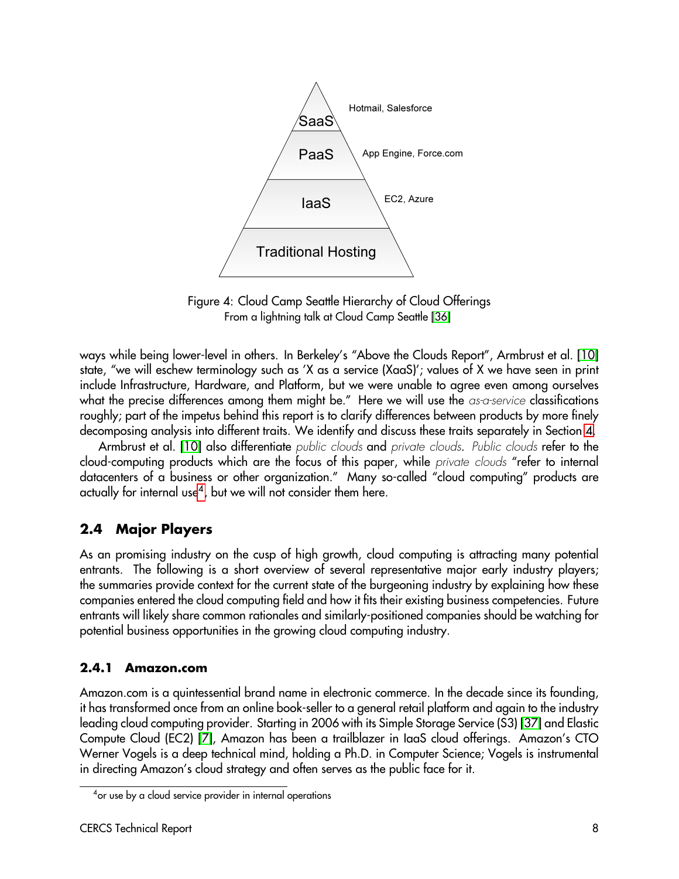Figure 4: Cloud Camp Seattle Hierarchy of Cloud Offerings
From a lightning talk at Cloud Camp Seattle [36]

ways while being lower-level in others. In Berkeley's "Above the Clouds Report", Armbrust et al. [10] state, "we will eschew terminology such as 'X as a service (XaaS)'; values of X we have seen in print include Infrastructure, Hardware, and Platform, but we were unable to agree even among ourselves what the precise differences among them might be." Here we will use the *as-a-service* classifications roughly; part of the impetus behind this report is to clarify differences between products by more finely decomposing analysis into different traits. We identify and discuss these traits separately in Section 4.

Armbrust et al. [10] also differentiate *public clouds* and *private clouds*. *Public clouds* refer to the cloud-computing products which are the focus of this paper, while *private clouds* "refer to internal datacenters of a business or other organization." Many so-called "cloud computing" products are actually for internal use[4], but we will not consider them here.

## 2.4 Major Players

As an promising industry on the cusp of high growth, cloud computing is attracting many potential entrants. The following is a short overview of several representative major early industry players; the summaries provide context for the current state of the burgeoning industry by explaining how these companies entered the cloud computing field and how it fits their existing business competencies. Future entrants will likely share common rationales and similarly-positioned companies should be watching for potential business opportunities in the growing cloud computing industry.

### 2.4.1 Amazon.com

Amazon.com is a quintessential brand name in electronic commerce. In the decade since its founding, it has transformed once from an online book-seller to a general retail platform and again to the industry leading cloud computing provider. Starting in 2006 with its Simple Storage Service (S3) [37] and Elastic Compute Cloud (EC2) [7], Amazon has been a trailblazer in IaaS cloud offerings. Amazon's CTO Werner Vogels is a deep technical mind, holding a Ph.D. in Computer Science; Vogels is instrumental in directing Amazon's cloud strategy and often serves as the public face for it.

[4] or use by a cloud service provider in internal operations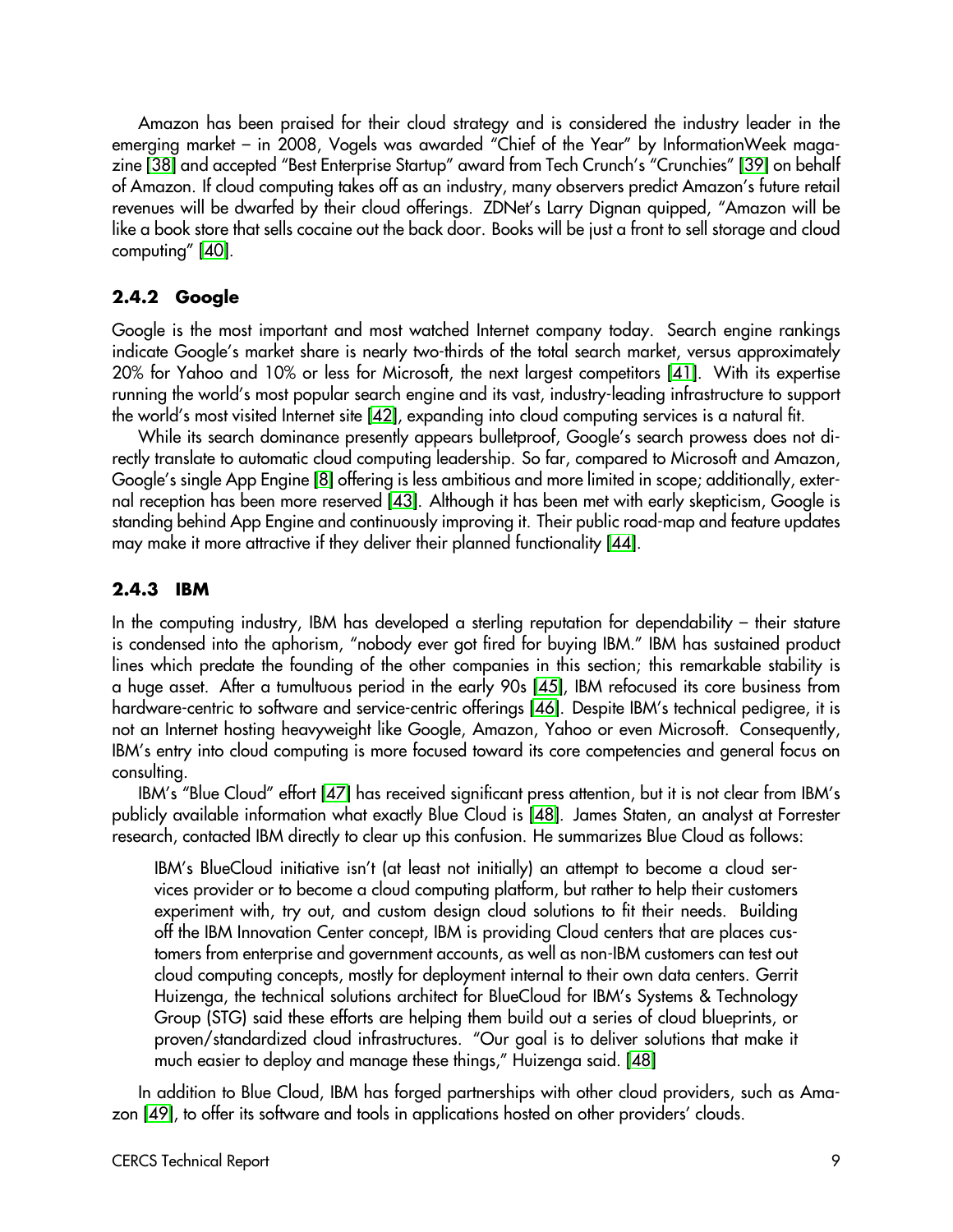Amazon has been praised for their cloud strategy and is considered the industry leader in the emerging market – in 2008, Vogels was awarded "Chief of the Year" by InformationWeek magazine [38] and accepted "Best Enterprise Startup" award from Tech Crunch's "Crunchies" [39] on behalf of Amazon. If cloud computing takes off as an industry, many observers predict Amazon's future retail revenues will be dwarfed by their cloud offerings. ZDNet's Larry Dignan quipped, "Amazon will be like a book store that sells cocaine out the back door. Books will be just a front to sell storage and cloud computing" [40].

### 2.4.2 Google

Google is the most important and most watched Internet company today. Search engine rankings indicate Google's market share is nearly two-thirds of the total search market, versus approximately 20% for Yahoo and 10% or less for Microsoft, the next largest competitors [41]. With its expertise running the world's most popular search engine and its vast, industry-leading infrastructure to support the world's most visited Internet site [42], expanding into cloud computing services is a natural fit.

While its search dominance presently appears bulletproof, Google's search prowess does not directly translate to automatic cloud computing leadership. So far, compared to Microsoft and Amazon, Google's single App Engine [8] offering is less ambitious and more limited in scope; additionally, external reception has been more reserved [43]. Although it has been met with early skepticism, Google is standing behind App Engine and continuously improving it. Their public road-map and feature updates may make it more attractive if they deliver their planned functionality [44].

### 2.4.3 IBM

In the computing industry, IBM has developed a sterling reputation for dependability – their stature is condensed into the aphorism, "nobody ever got fired for buying IBM." IBM has sustained product lines which predate the founding of the other companies in this section; this remarkable stability is a huge asset. After a tumultuous period in the early 90s [45], IBM refocused its core business from hardware-centric to software and service-centric offerings [46]. Despite IBM's technical pedigree, it is not an Internet hosting heavyweight like Google, Amazon, Yahoo or even Microsoft. Consequently, IBM's entry into cloud computing is more focused toward its core competencies and general focus on consulting.

IBM's "Blue Cloud" effort [47] has received significant press attention, but it is not clear from IBM's publicly available information what exactly Blue Cloud is [48]. James Staten, an analyst at Forrester research, contacted IBM directly to clear up this confusion. He summarizes Blue Cloud as follows:

> IBM's BlueCloud initiative isn't (at least not initially) an attempt to become a cloud services provider or to become a cloud computing platform, but rather to help their customers experiment with, try out, and custom design cloud solutions to fit their needs. Building off the IBM Innovation Center concept, IBM is providing Cloud centers that are places customers from enterprise and government accounts, as well as non-IBM customers can test out cloud computing concepts, mostly for deployment internal to their own data centers. Gerrit Huizenga, the technical solutions architect for BlueCloud for IBM's Systems & Technology Group (STG) said these efforts are helping them build out a series of cloud blueprints, or proven/standardized cloud infrastructures. "Our goal is to deliver solutions that make it much easier to deploy and manage these things," Huizenga said. [48]

In addition to Blue Cloud, IBM has forged partnerships with other cloud providers, such as Amazon [49], to offer its software and tools in applications hosted on other providers' clouds.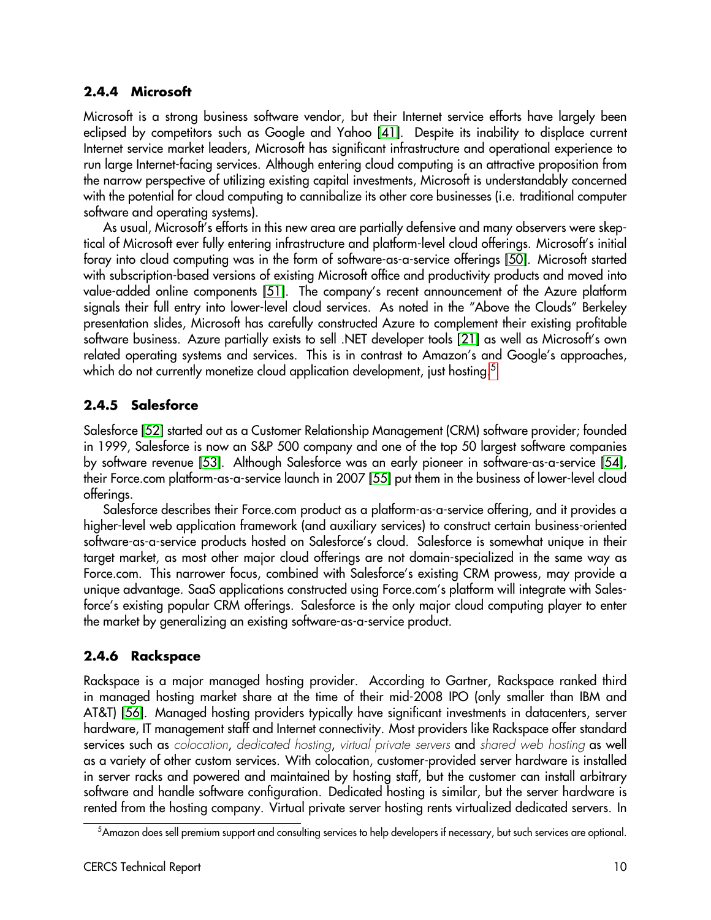### 2.4.4 Microsoft

Microsoft is a strong business software vendor, but their Internet service efforts have largely been eclipsed by competitors such as Google and Yahoo [41]. Despite its inability to displace current Internet service market leaders, Microsoft has significant infrastructure and operational experience to run large Internet-facing services. Although entering cloud computing is an attractive proposition from the narrow perspective of utilizing existing capital investments, Microsoft is understandably concerned with the potential for cloud computing to cannibalize its other core businesses (i.e. traditional computer software and operating systems).

As usual, Microsoft's efforts in this new area are partially defensive and many observers were skeptical of Microsoft ever fully entering infrastructure and platform-level cloud offerings. Microsoft's initial foray into cloud computing was in the form of software-as-a-service offerings [50]. Microsoft started with subscription-based versions of existing Microsoft office and productivity products and moved into value-added online components [51]. The company's recent announcement of the Azure platform signals their full entry into lower-level cloud services. As noted in the "Above the Clouds" Berkeley presentation slides, Microsoft has carefully constructed Azure to complement their existing profitable software business. Azure partially exists to sell .NET developer tools [21] as well as Microsoft's own related operating systems and services. This is in contrast to Amazon's and Google's approaches, which do not currently monetize cloud application development, just hosting.[5]

### 2.4.5 Salesforce

Salesforce [52] started out as a Customer Relationship Management (CRM) software provider; founded in 1999, Salesforce is now an S&P 500 company and one of the top 50 largest software companies by software revenue [53]. Although Salesforce was an early pioneer in software-as-a-service [54], their Force.com platform-as-a-service launch in 2007 [55] put them in the business of lower-level cloud offerings.

Salesforce describes their Force.com product as a platform-as-a-service offering, and it provides a higher-level web application framework (and auxiliary services) to construct certain business-oriented software-as-a-service products hosted on Salesforce's cloud. Salesforce is somewhat unique in their target market, as most other major cloud offerings are not domain-specialized in the same way as Force.com. This narrower focus, combined with Salesforce's existing CRM prowess, may provide a unique advantage. SaaS applications constructed using Force.com's platform will integrate with Salesforce's existing popular CRM offerings. Salesforce is the only major cloud computing player to enter the market by generalizing an existing software-as-a-service product.

### 2.4.6 Rackspace

Rackspace is a major managed hosting provider. According to Gartner, Rackspace ranked third in managed hosting market share at the time of their mid-2008 IPO (only smaller than IBM and AT&T) [56]. Managed hosting providers typically have significant investments in datacenters, server hardware, IT management staff and Internet connectivity. Most providers like Rackspace offer standard services such as *colocation*, *dedicated hosting*, *virtual private servers* and *shared web hosting* as well as a variety of other custom services. With colocation, customer-provided server hardware is installed in server racks and powered and maintained by hosting staff, but the customer can install arbitrary software and handle software configuration. Dedicated hosting is similar, but the server hardware is rented from the hosting company. Virtual private server hosting rents virtualized dedicated servers. In

[5] Amazon does sell premium support and consulting services to help developers if necessary, but such services are optional.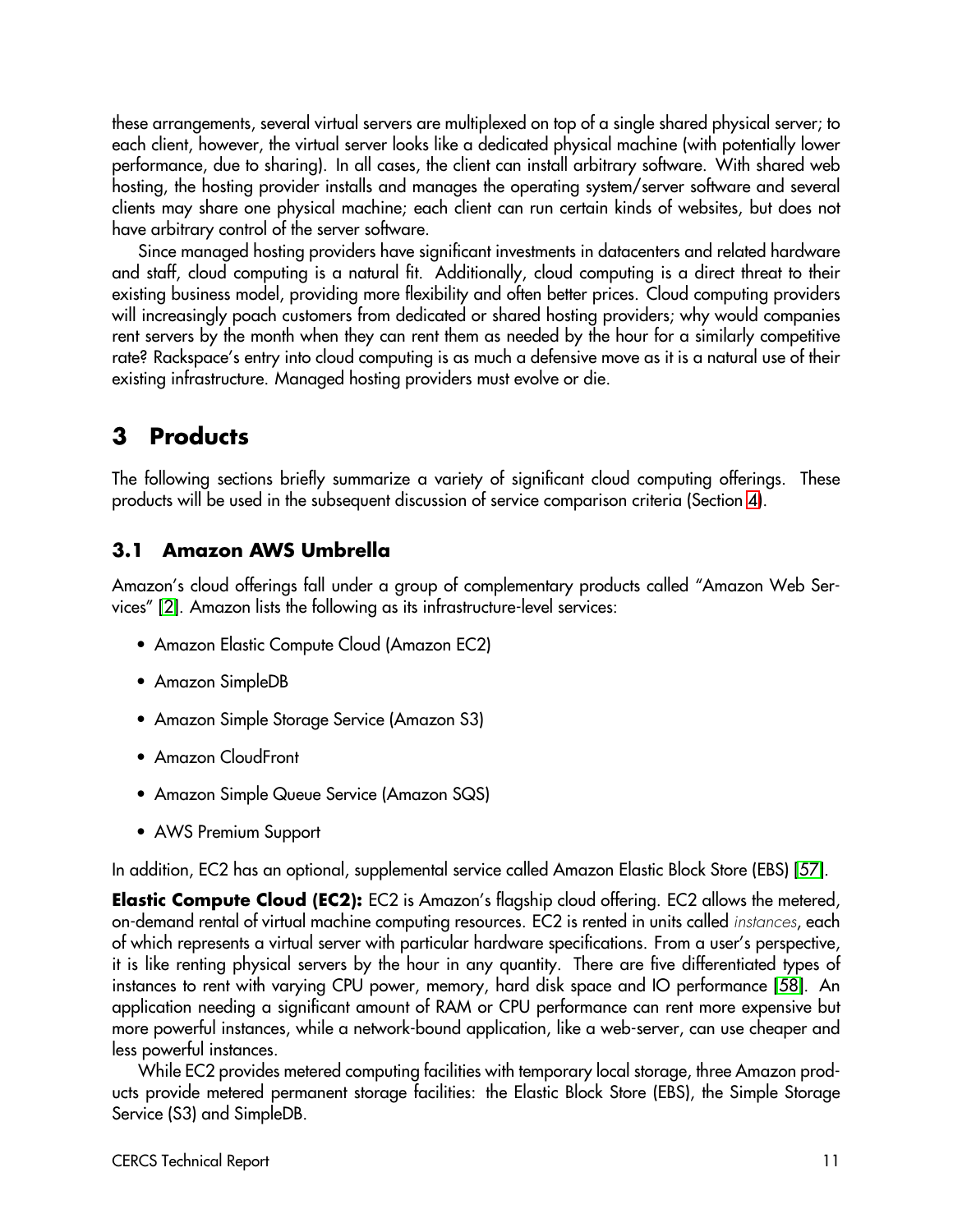these arrangements, several virtual servers are multiplexed on top of a single shared physical server; to each client, however, the virtual server looks like a dedicated physical machine (with potentially lower performance, due to sharing). In all cases, the client can install arbitrary software. With shared web hosting, the hosting provider installs and manages the operating system/server software and several clients may share one physical machine; each client can run certain kinds of websites, but does not have arbitrary control of the server software.

Since managed hosting providers have significant investments in datacenters and related hardware and staff, cloud computing is a natural fit. Additionally, cloud computing is a direct threat to their existing business model, providing more flexibility and often better prices. Cloud computing providers will increasingly poach customers from dedicated or shared hosting providers; why would companies rent servers by the month when they can rent them as needed by the hour for a similarly competitive rate? Rackspace's entry into cloud computing is as much a defensive move as it is a natural use of their existing infrastructure. Managed hosting providers must evolve or die.

# 3 Products

The following sections briefly summarize a variety of significant cloud computing offerings. These products will be used in the subsequent discussion of service comparison criteria (Section 4).

## 3.1 Amazon AWS Umbrella

Amazon's cloud offerings fall under a group of complementary products called "Amazon Web Services" [2]. Amazon lists the following as its infrastructure-level services:

- Amazon Elastic Compute Cloud (Amazon EC2)
- Amazon SimpleDB
- Amazon Simple Storage Service (Amazon S3)
- Amazon CloudFront
- Amazon Simple Queue Service (Amazon SQS)
- AWS Premium Support

In addition, EC2 has an optional, supplemental service called Amazon Elastic Block Store (EBS) [57].

**Elastic Compute Cloud (EC2):** EC2 is Amazon's flagship cloud offering. EC2 allows the metered, on-demand rental of virtual machine computing resources. EC2 is rented in units called *instances*, each of which represents a virtual server with particular hardware specifications. From a user's perspective, it is like renting physical servers by the hour in any quantity. There are five differentiated types of instances to rent with varying CPU power, memory, hard disk space and IO performance [58]. An application needing a significant amount of RAM or CPU performance can rent more expensive but more powerful instances, while a network-bound application, like a web-server, can use cheaper and less powerful instances.

While EC2 provides metered computing facilities with temporary local storage, three Amazon products provide metered permanent storage facilities: the Elastic Block Store (EBS), the Simple Storage Service (S3) and SimpleDB.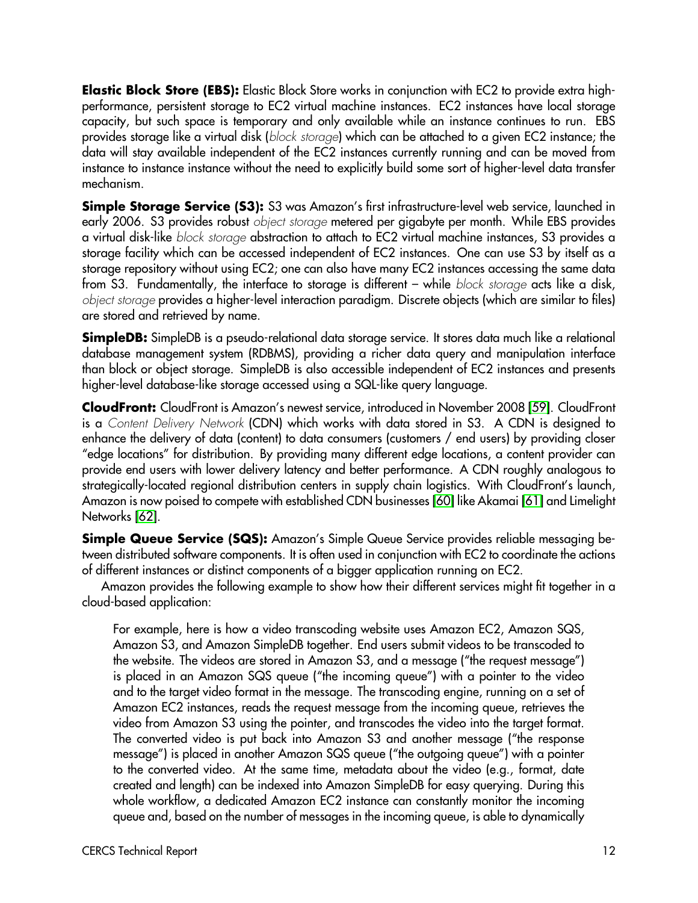**Elastic Block Store (EBS):** Elastic Block Store works in conjunction with EC2 to provide extra high-performance, persistent storage to EC2 virtual machine instances. EC2 instances have local storage capacity, but such space is temporary and only available while an instance continues to run. EBS provides storage like a virtual disk (*block storage*) which can be attached to a given EC2 instance; the data will stay available independent of the EC2 instances currently running and can be moved from instance to instance instance without the need to explicitly build some sort of higher-level data transfer mechanism.

**Simple Storage Service (S3):** S3 was Amazon's first infrastructure-level web service, launched in early 2006. S3 provides robust *object storage* metered per gigabyte per month. While EBS provides a virtual disk-like *block storage* abstraction to attach to EC2 virtual machine instances, S3 provides a storage facility which can be accessed independent of EC2 instances. One can use S3 by itself as a storage repository without using EC2; one can also have many EC2 instances accessing the same data from S3. Fundamentally, the interface to storage is different – while *block storage* acts like a disk, *object storage* provides a higher-level interaction paradigm. Discrete objects (which are similar to files) are stored and retrieved by name.

**SimpleDB:** SimpleDB is a pseudo-relational data storage service. It stores data much like a relational database management system (RDBMS), providing a richer data query and manipulation interface than block or object storage. SimpleDB is also accessible independent of EC2 instances and presents higher-level database-like storage accessed using a SQL-like query language.

**CloudFront:** CloudFront is Amazon's newest service, introduced in November 2008 [59]. CloudFront is a *Content Delivery Network* (CDN) which works with data stored in S3. A CDN is designed to enhance the delivery of data (content) to data consumers (customers / end users) by providing closer "edge locations" for distribution. By providing many different edge locations, a content provider can provide end users with lower delivery latency and better performance. A CDN roughly analogous to strategically-located regional distribution centers in supply chain logistics. With CloudFront's launch, Amazon is now poised to compete with established CDN businesses [60] like Akamai [61] and Limelight Networks [62].

**Simple Queue Service (SQS):** Amazon's Simple Queue Service provides reliable messaging between distributed software components. It is often used in conjunction with EC2 to coordinate the actions of different instances or distinct components of a bigger application running on EC2.

Amazon provides the following example to show how their different services might fit together in a cloud-based application:

> For example, here is how a video transcoding website uses Amazon EC2, Amazon SQS, Amazon S3, and Amazon SimpleDB together. End users submit videos to be transcoded to the website. The videos are stored in Amazon S3, and a message ("the request message") is placed in an Amazon SQS queue ("the incoming queue") with a pointer to the video and to the target video format in the message. The transcoding engine, running on a set of Amazon EC2 instances, reads the request message from the incoming queue, retrieves the video from Amazon S3 using the pointer, and transcodes the video into the target format. The converted video is put back into Amazon S3 and another message ("the response message") is placed in another Amazon SQS queue ("the outgoing queue") with a pointer to the converted video. At the same time, metadata about the video (e.g., format, date created and length) can be indexed into Amazon SimpleDB for easy querying. During this whole workflow, a dedicated Amazon EC2 instance can constantly monitor the incoming queue and, based on the number of messages in the incoming queue, is able to dynamically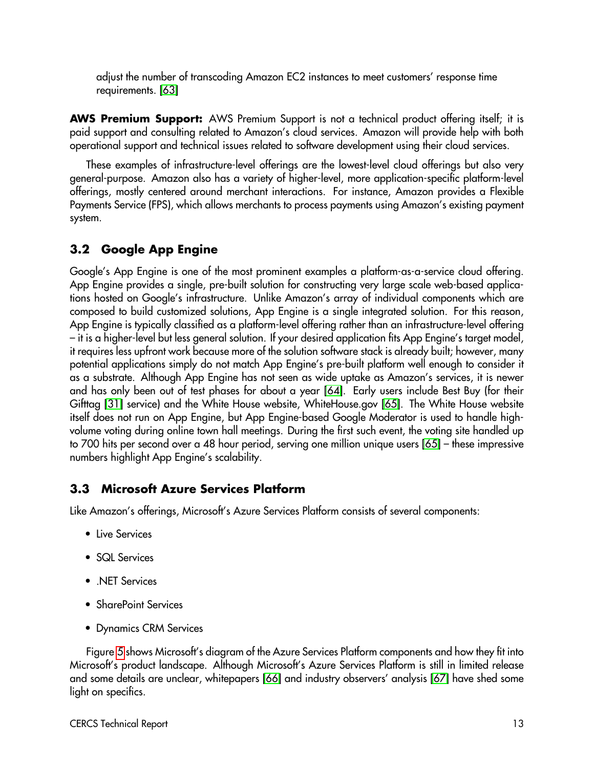adjust the number of transcoding Amazon EC2 instances to meet customers' response time requirements. [63]

**AWS Premium Support:** AWS Premium Support is not a technical product offering itself; it is paid support and consulting related to Amazon's cloud services. Amazon will provide help with both operational support and technical issues related to software development using their cloud services.

These examples of infrastructure-level offerings are the lowest-level cloud offerings but also very general-purpose. Amazon also has a variety of higher-level, more application-specific platform-level offerings, mostly centered around merchant interactions. For instance, Amazon provides a Flexible Payments Service (FPS), which allows merchants to process payments using Amazon's existing payment system.

## 3.2 Google App Engine

Google's App Engine is one of the most prominent examples a platform-as-a-service cloud offering. App Engine provides a single, pre-built solution for constructing very large scale web-based applications hosted on Google's infrastructure. Unlike Amazon's array of individual components which are composed to build customized solutions, App Engine is a single integrated solution. For this reason, App Engine is typically classified as a platform-level offering rather than an infrastructure-level offering – it is a higher-level but less general solution. If your desired application fits App Engine's target model, it requires less upfront work because more of the solution software stack is already built; however, many potential applications simply do not match App Engine's pre-built platform well enough to consider it as a substrate. Although App Engine has not seen as wide uptake as Amazon's services, it is newer and has only been out of test phases for about a year [64]. Early users include Best Buy (for their Gifttag [31] service) and the White House website, WhiteHouse.gov [65]. The White House website itself does not run on App Engine, but App Engine-based Google Moderator is used to handle high-volume voting during online town hall meetings. During the first such event, the voting site handled up to 700 hits per second over a 48 hour period, serving one million unique users [65] – these impressive numbers highlight App Engine's scalability.

## 3.3 Microsoft Azure Services Platform

Like Amazon's offerings, Microsoft's Azure Services Platform consists of several components:

- Live Services
- SQL Services
- .NET Services
- SharePoint Services
- Dynamics CRM Services

Figure 5 shows Microsoft's diagram of the Azure Services Platform components and how they fit into Microsoft's product landscape. Although Microsoft's Azure Services Platform is still in limited release and some details are unclear, whitepapers [66] and industry observers' analysis [67] have shed some light on specifics.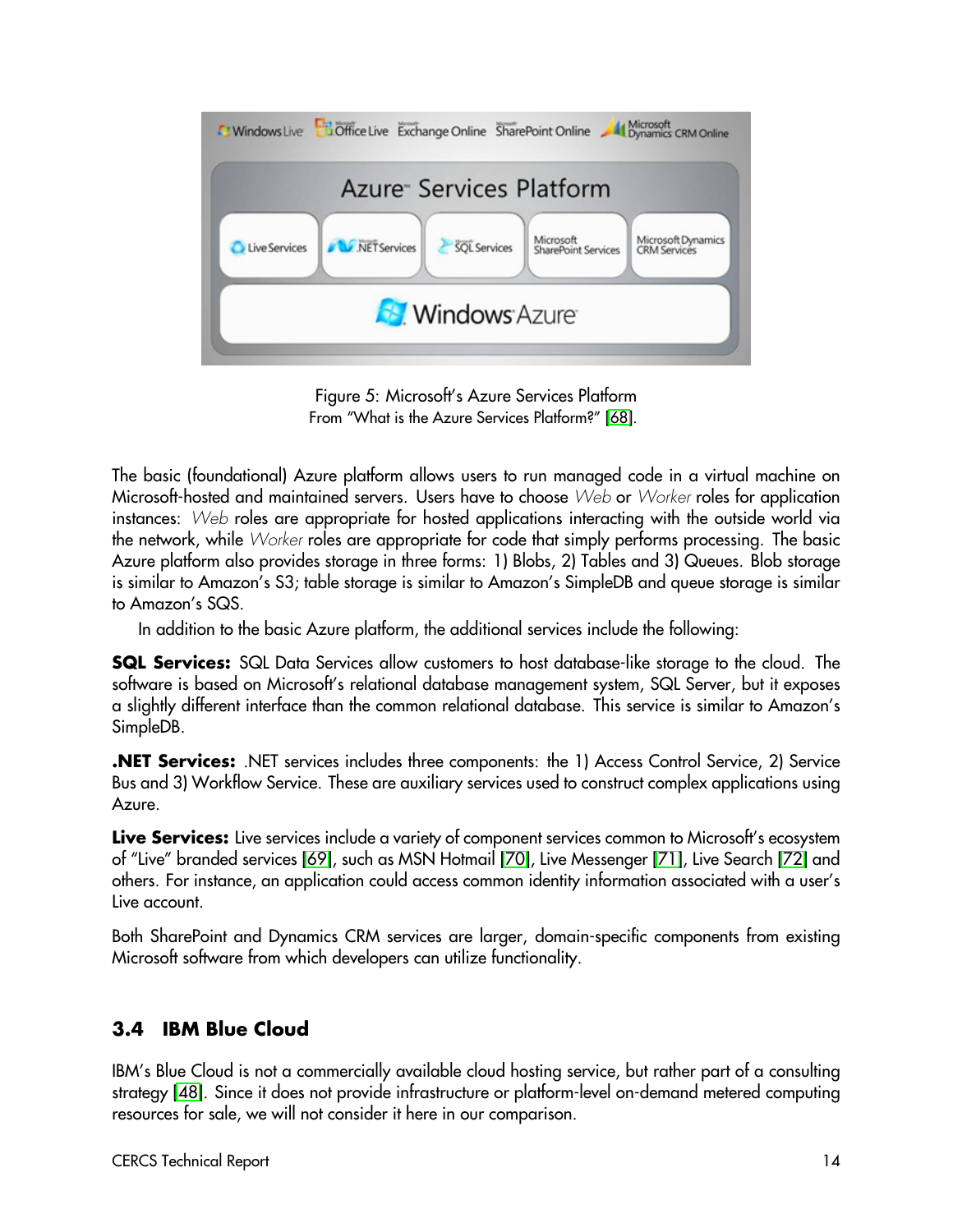Figure 5: Microsoft's Azure Services Platform
From "What is the Azure Services Platform?" [68].

The basic (foundational) Azure platform allows users to run managed code in a virtual machine on Microsoft-hosted and maintained servers. Users have to choose *Web* or *Worker* roles for application instances: *Web* roles are appropriate for hosted applications interacting with the outside world via the network, while *Worker* roles are appropriate for code that simply performs processing. The basic Azure platform also provides storage in three forms: 1) Blobs, 2) Tables and 3) Queues. Blob storage is similar to Amazon's S3; table storage is similar to Amazon's SimpleDB and queue storage is similar to Amazon's SQS.

In addition to the basic Azure platform, the additional services include the following:

**SQL Services:** SQL Data Services allow customers to host database-like storage to the cloud. The software is based on Microsoft's relational database management system, SQL Server, but it exposes a slightly different interface than the common relational database. This service is similar to Amazon's SimpleDB.

**.NET Services:** .NET services includes three components: the 1) Access Control Service, 2) Service Bus and 3) Workflow Service. These are auxiliary services used to construct complex applications using Azure.

**Live Services:** Live services include a variety of component services common to Microsoft's ecosystem of "Live" branded services [69], such as MSN Hotmail [70], Live Messenger [71], Live Search [72] and others. For instance, an application could access common identity information associated with a user's Live account.

Both SharePoint and Dynamics CRM services are larger, domain-specific components from existing Microsoft software from which developers can utilize functionality.

### 3.4 IBM Blue Cloud

IBM's Blue Cloud is not a commercially available cloud hosting service, but rather part of a consulting strategy [48]. Since it does not provide infrastructure or platform-level on-demand metered computing resources for sale, we will not consider it here in our comparison.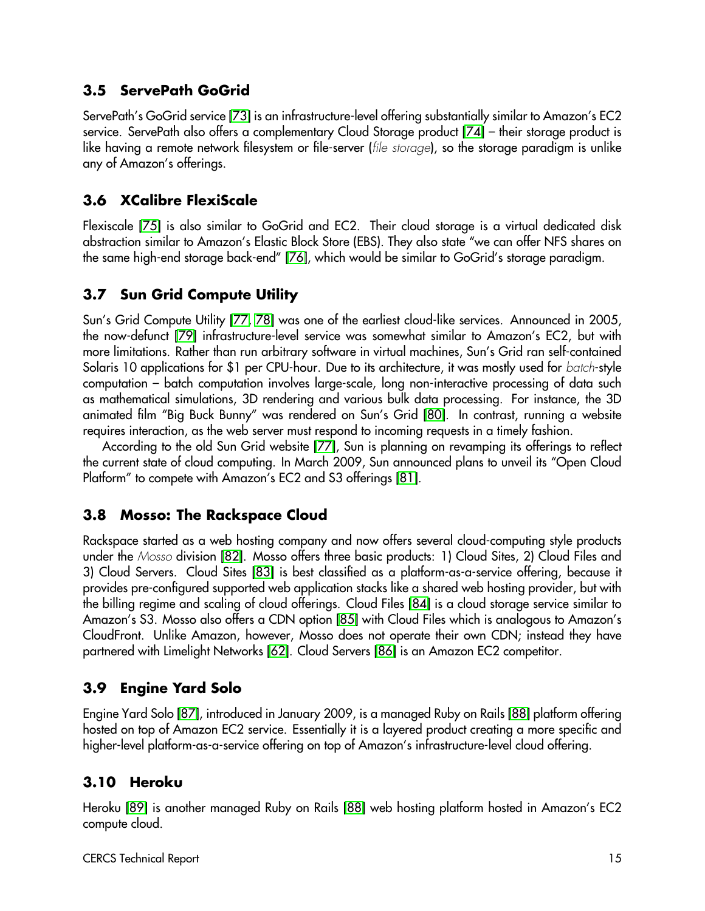## 3.5 ServePath GoGrid

ServePath's GoGrid service [73] is an infrastructure-level offering substantially similar to Amazon's EC2 service. ServePath also offers a complementary Cloud Storage product [74] – their storage product is like having a remote network filesystem or file-server (*file storage*), so the storage paradigm is unlike any of Amazon's offerings.

## 3.6 XCalibre FlexiScale

Flexiscale [75] is also similar to GoGrid and EC2. Their cloud storage is a virtual dedicated disk abstraction similar to Amazon's Elastic Block Store (EBS). They also state "we can offer NFS shares on the same high-end storage back-end" [76], which would be similar to GoGrid's storage paradigm.

## 3.7 Sun Grid Compute Utility

Sun's Grid Compute Utility [77, 78] was one of the earliest cloud-like services. Announced in 2005, the now-defunct [79] infrastructure-level service was somewhat similar to Amazon's EC2, but with more limitations. Rather than run arbitrary software in virtual machines, Sun's Grid ran self-contained Solaris 10 applications for $1 per CPU-hour. Due to its architecture, it was mostly used for *batch*-style computation – batch computation involves large-scale, long non-interactive processing of data such as mathematical simulations, 3D rendering and various bulk data processing. For instance, the 3D animated film "Big Buck Bunny" was rendered on Sun's Grid [80]. In contrast, running a website requires interaction, as the web server must respond to incoming requests in a timely fashion.

According to the old Sun Grid website [77], Sun is planning on revamping its offerings to reflect the current state of cloud computing. In March 2009, Sun announced plans to unveil its "Open Cloud Platform" to compete with Amazon's EC2 and S3 offerings [81].

## 3.8 Mosso: The Rackspace Cloud

Rackspace started as a web hosting company and now offers several cloud-computing style products under the *Mosso* division [82]. Mosso offers three basic products: 1) Cloud Sites, 2) Cloud Files and 3) Cloud Servers. Cloud Sites [83] is best classified as a platform-as-a-service offering, because it provides pre-configured supported web application stacks like a shared web hosting provider, but with the billing regime and scaling of cloud offerings. Cloud Files [84] is a cloud storage service similar to Amazon's S3. Mosso also offers a CDN option [85] with Cloud Files which is analogous to Amazon's CloudFront. Unlike Amazon, however, Mosso does not operate their own CDN; instead they have partnered with Limelight Networks [62]. Cloud Servers [86] is an Amazon EC2 competitor.

## 3.9 Engine Yard Solo

Engine Yard Solo [87], introduced in January 2009, is a managed Ruby on Rails [88] platform offering hosted on top of Amazon EC2 service. Essentially it is a layered product creating a more specific and higher-level platform-as-a-service offering on top of Amazon's infrastructure-level cloud offering.

## 3.10 Heroku

Heroku [89] is another managed Ruby on Rails [88] web hosting platform hosted in Amazon's EC2 compute cloud.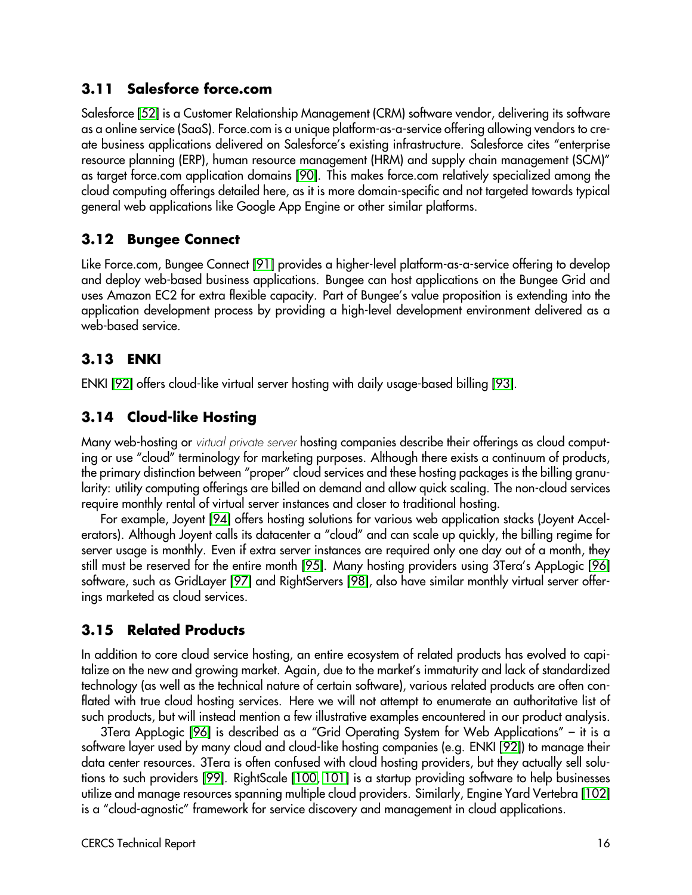### 3.11 Salesforce force.com

Salesforce [52] is a Customer Relationship Management (CRM) software vendor, delivering its software as a online service (SaaS). Force.com is a unique platform-as-a-service offering allowing vendors to create business applications delivered on Salesforce's existing infrastructure. Salesforce cites "enterprise resource planning (ERP), human resource management (HRM) and supply chain management (SCM)" as target force.com application domains [90]. This makes force.com relatively specialized among the cloud computing offerings detailed here, as it is more domain-specific and not targeted towards typical general web applications like Google App Engine or other similar platforms.

### 3.12 Bungee Connect

Like Force.com, Bungee Connect [91] provides a higher-level platform-as-a-service offering to develop and deploy web-based business applications. Bungee can host applications on the Bungee Grid and uses Amazon EC2 for extra flexible capacity. Part of Bungee's value proposition is extending into the application development process by providing a high-level development environment delivered as a web-based service.

### 3.13 ENKI

ENKI [92] offers cloud-like virtual server hosting with daily usage-based billing [93].

### 3.14 Cloud-like Hosting

Many web-hosting or *virtual private server* hosting companies describe their offerings as cloud computing or use "cloud" terminology for marketing purposes. Although there exists a continuum of products, the primary distinction between "proper" cloud services and these hosting packages is the billing granularity: utility computing offerings are billed on demand and allow quick scaling. The non-cloud services require monthly rental of virtual server instances and closer to traditional hosting.

For example, Joyent [94] offers hosting solutions for various web application stacks (Joyent Accelerators). Although Joyent calls its datacenter a "cloud" and can scale up quickly, the billing regime for server usage is monthly. Even if extra server instances are required only one day out of a month, they still must be reserved for the entire month [95]. Many hosting providers using 3Tera's AppLogic [96] software, such as GridLayer [97] and RightServers [98], also have similar monthly virtual server offerings marketed as cloud services.

### 3.15 Related Products

In addition to core cloud service hosting, an entire ecosystem of related products has evolved to capitalize on the new and growing market. Again, due to the market's immaturity and lack of standardized technology (as well as the technical nature of certain software), various related products are often conflated with true cloud hosting services. Here we will not attempt to enumerate an authoritative list of such products, but will instead mention a few illustrative examples encountered in our product analysis.

3Tera AppLogic [96] is described as a "Grid Operating System for Web Applications" – it is a software layer used by many cloud and cloud-like hosting companies (e.g. ENKI [92]) to manage their data center resources. 3Tera is often confused with cloud hosting providers, but they actually sell solutions to such providers [99]. RightScale [100, 101] is a startup providing software to help businesses utilize and manage resources spanning multiple cloud providers. Similarly, Engine Yard Vertebra [102] is a "cloud-agnostic" framework for service discovery and management in cloud applications.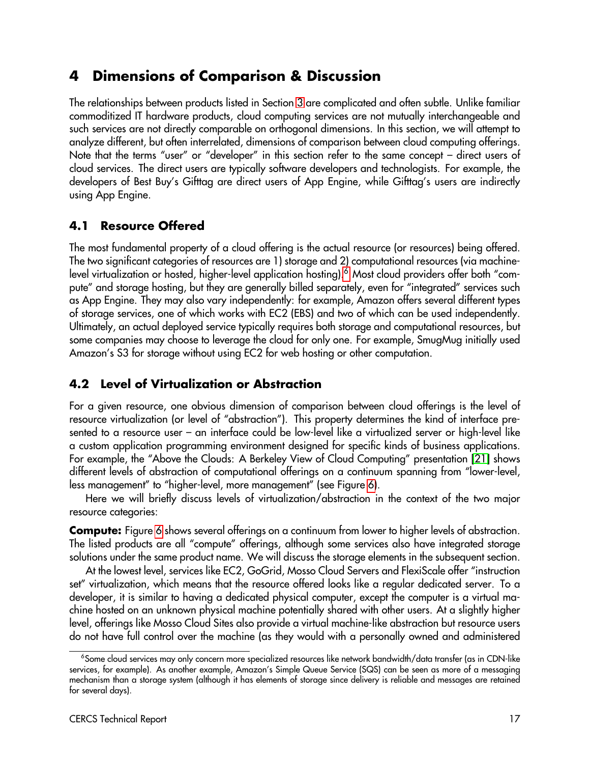# 4 Dimensions of Comparison & Discussion

The relationships between products listed in Section 3 are complicated and often subtle. Unlike familiar commoditized IT hardware products, cloud computing services are not mutually interchangeable and such services are not directly comparable on orthogonal dimensions. In this section, we will attempt to analyze different, but often interrelated, dimensions of comparison between cloud computing offerings. Note that the terms "user" or "developer" in this section refer to the same concept – direct users of cloud services. The direct users are typically software developers and technologists. For example, the developers of Best Buy's Gifttag are direct users of App Engine, while Gifttag's users are indirectly using App Engine.

## 4.1 Resource Offered

The most fundamental property of a cloud offering is the actual resource (or resources) being offered. The two significant categories of resources are 1) storage and 2) computational resources (via machine-level virtualization or hosted, higher-level application hosting).[6] Most cloud providers offer both "compute" and storage hosting, but they are generally billed separately, even for "integrated" services such as App Engine. They may also vary independently: for example, Amazon offers several different types of storage services, one of which works with EC2 (EBS) and two of which can be used independently. Ultimately, an actual deployed service typically requires both storage and computational resources, but some companies may choose to leverage the cloud for only one. For example, SmugMug initially used Amazon's S3 for storage without using EC2 for web hosting or other computation.

## 4.2 Level of Virtualization or Abstraction

For a given resource, one obvious dimension of comparison between cloud offerings is the level of resource virtualization (or level of "abstraction"). This property determines the kind of interface presented to a resource user – an interface could be low-level like a virtualized server or high-level like a custom application programming environment designed for specific kinds of business applications. For example, the "Above the Clouds: A Berkeley View of Cloud Computing" presentation [21] shows different levels of abstraction of computational offerings on a continuum spanning from "lower-level, less management" to "higher-level, more management" (see Figure 6).

Here we will briefly discuss levels of virtualization/abstraction in the context of the two major resource categories:

**Compute:** Figure 6 shows several offerings on a continuum from lower to higher levels of abstraction. The listed products are all "compute" offerings, although some services also have integrated storage solutions under the same product name. We will discuss the storage elements in the subsequent section.

At the lowest level, services like EC2, GoGrid, Mosso Cloud Servers and FlexiScale offer "instruction set" virtualization, which means that the resource offered looks like a regular dedicated server. To a developer, it is similar to having a dedicated physical computer, except the computer is a virtual machine hosted on an unknown physical machine potentially shared with other users. At a slightly higher level, offerings like Mosso Cloud Sites also provide a virtual machine-like abstraction but resource users do not have full control over the machine (as they would with a personally owned and administered

[6] Some cloud services may only concern more specialized resources like network bandwidth/data transfer (as in CDN-like services, for example). As another example, Amazon's Simple Queue Service (SQS) can be seen as more of a messaging mechanism than a storage system (although it has elements of storage since delivery is reliable and messages are retained for several days).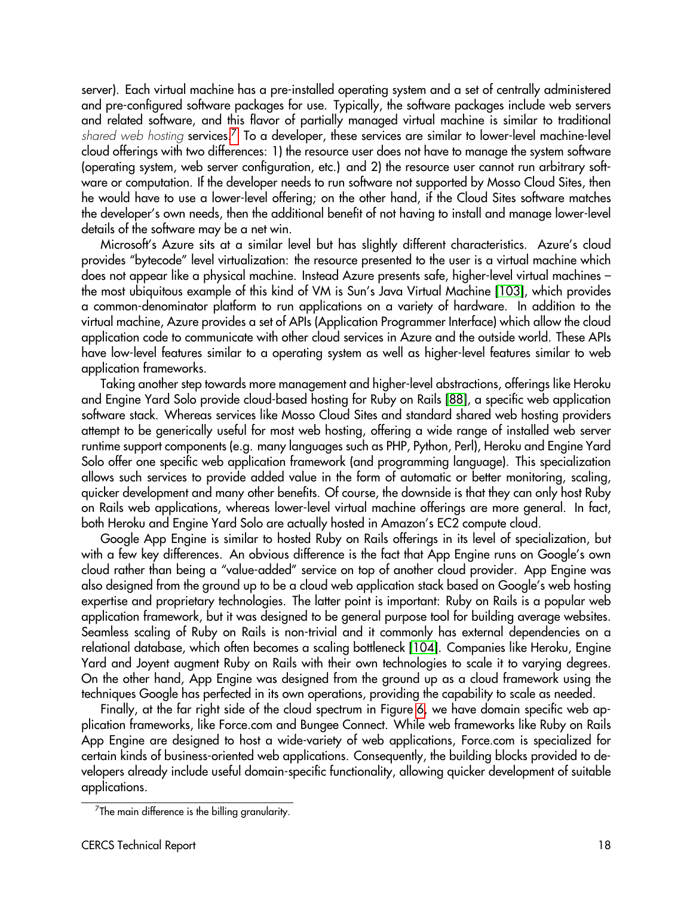server). Each virtual machine has a pre-installed operating system and a set of centrally administered and pre-configured software packages for use. Typically, the software packages include web servers and related software, and this flavor of partially managed virtual machine is similar to traditional *shared web hosting* services.[7] To a developer, these services are similar to lower-level machine-level cloud offerings with two differences: 1) the resource user does not have to manage the system software (operating system, web server configuration, etc.) and 2) the resource user cannot run arbitrary software or computation. If the developer needs to run software not supported by Mosso Cloud Sites, then he would have to use a lower-level offering; on the other hand, if the Cloud Sites software matches the developer's own needs, then the additional benefit of not having to install and manage lower-level details of the software may be a net win.

Microsoft's Azure sits at a similar level but has slightly different characteristics. Azure's cloud provides "bytecode" level virtualization: the resource presented to the user is a virtual machine which does not appear like a physical machine. Instead Azure presents safe, higher-level virtual machines – the most ubiquitous example of this kind of VM is Sun's Java Virtual Machine [103], which provides a common-denominator platform to run applications on a variety of hardware. In addition to the virtual machine, Azure provides a set of APIs (Application Programmer Interface) which allow the cloud application code to communicate with other cloud services in Azure and the outside world. These APIs have low-level features similar to a operating system as well as higher-level features similar to web application frameworks.

Taking another step towards more management and higher-level abstractions, offerings like Heroku and Engine Yard Solo provide cloud-based hosting for Ruby on Rails [88], a specific web application software stack. Whereas services like Mosso Cloud Sites and standard shared web hosting providers attempt to be generically useful for most web hosting, offering a wide range of installed web server runtime support components (e.g. many languages such as PHP, Python, Perl), Heroku and Engine Yard Solo offer one specific web application framework (and programming language). This specialization allows such services to provide added value in the form of automatic or better monitoring, scaling, quicker development and many other benefits. Of course, the downside is that they can only host Ruby on Rails web applications, whereas lower-level virtual machine offerings are more general. In fact, both Heroku and Engine Yard Solo are actually hosted in Amazon's EC2 compute cloud.

Google App Engine is similar to hosted Ruby on Rails offerings in its level of specialization, but with a few key differences. An obvious difference is the fact that App Engine runs on Google's own cloud rather than being a "value-added" service on top of another cloud provider. App Engine was also designed from the ground up to be a cloud web application stack based on Google's web hosting expertise and proprietary technologies. The latter point is important: Ruby on Rails is a popular web application framework, but it was designed to be general purpose tool for building average websites. Seamless scaling of Ruby on Rails is non-trivial and it commonly has external dependencies on a relational database, which often becomes a scaling bottleneck [104]. Companies like Heroku, Engine Yard and Joyent augment Ruby on Rails with their own technologies to scale it to varying degrees. On the other hand, App Engine was designed from the ground up as a cloud framework using the techniques Google has perfected in its own operations, providing the capability to scale as needed.

Finally, at the far right side of the cloud spectrum in Figure 6, we have domain specific web application frameworks, like Force.com and Bungee Connect. While web frameworks like Ruby on Rails App Engine are designed to host a wide-variety of web applications, Force.com is specialized for certain kinds of business-oriented web applications. Consequently, the building blocks provided to developers already include useful domain-specific functionality, allowing quicker development of suitable applications.

[7] The main difference is the billing granularity.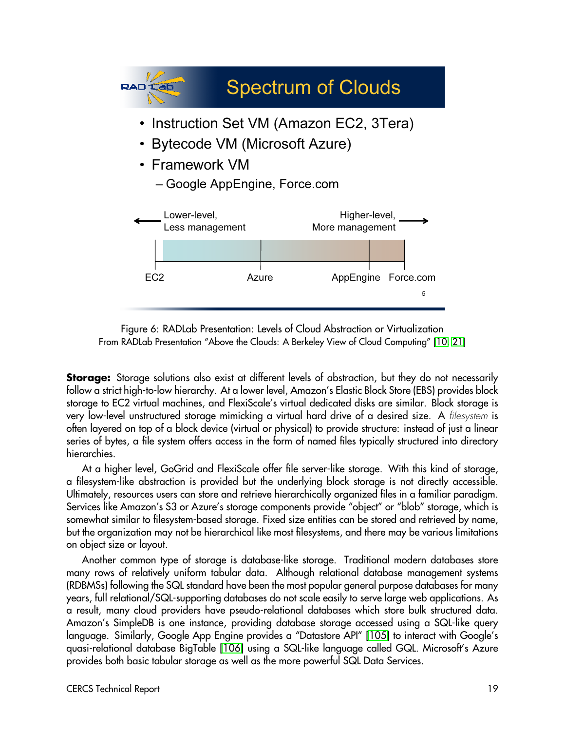**Spectrum of Clouds**

- Instruction Set VM (Amazon EC2, 3Tera)
- Bytecode VM (Microsoft Azure)
- Framework VM
  - Google AppEngine, Force.com

← Lower-level, Less management | Higher-level, More management →

EC2 | Azure | AppEngine | Force.com

Figure 6: RADLab Presentation: Levels of Cloud Abstraction or Virtualization
From RADLab Presentation "Above the Clouds: A Berkeley View of Cloud Computing" [10, 21]

**Storage:** Storage solutions also exist at different levels of abstraction, but they do not necessarily follow a strict high-to-low hierarchy. At a lower level, Amazon's Elastic Block Store (EBS) provides block storage to EC2 virtual machines, and FlexiScale's virtual dedicated disks are similar. Block storage is very low-level unstructured storage mimicking a virtual hard drive of a desired size. A *filesystem* is often layered on top of a block device (virtual or physical) to provide structure: instead of just a linear series of bytes, a file system offers access in the form of named files typically structured into directory hierarchies.

At a higher level, GoGrid and FlexiScale offer file server-like storage. With this kind of storage, a filesystem-like abstraction is provided but the underlying block storage is not directly accessible. Ultimately, resources users can store and retrieve hierarchically organized files in a familiar paradigm. Services like Amazon's S3 or Azure's storage components provide "object" or "blob" storage, which is somewhat similar to filesystem-based storage. Fixed size entities can be stored and retrieved by name, but the organization may not be hierarchical like most filesystems, and there may be various limitations on object size or layout.

Another common type of storage is database-like storage. Traditional modern databases store many rows of relatively uniform tabular data. Although relational database management systems (RDBMSs) following the SQL standard have been the most popular general purpose databases for many years, full relational/SQL-supporting databases do not scale easily to serve large web applications. As a result, many cloud providers have pseudo-relational databases which store bulk structured data. Amazon's SimpleDB is one instance, providing database storage accessed using a SQL-like query language. Similarly, Google App Engine provides a "Datastore API" [105] to interact with Google's quasi-relational database BigTable [106] using a SQL-like language called GQL. Microsoft's Azure provides both basic tabular storage as well as the more powerful SQL Data Services.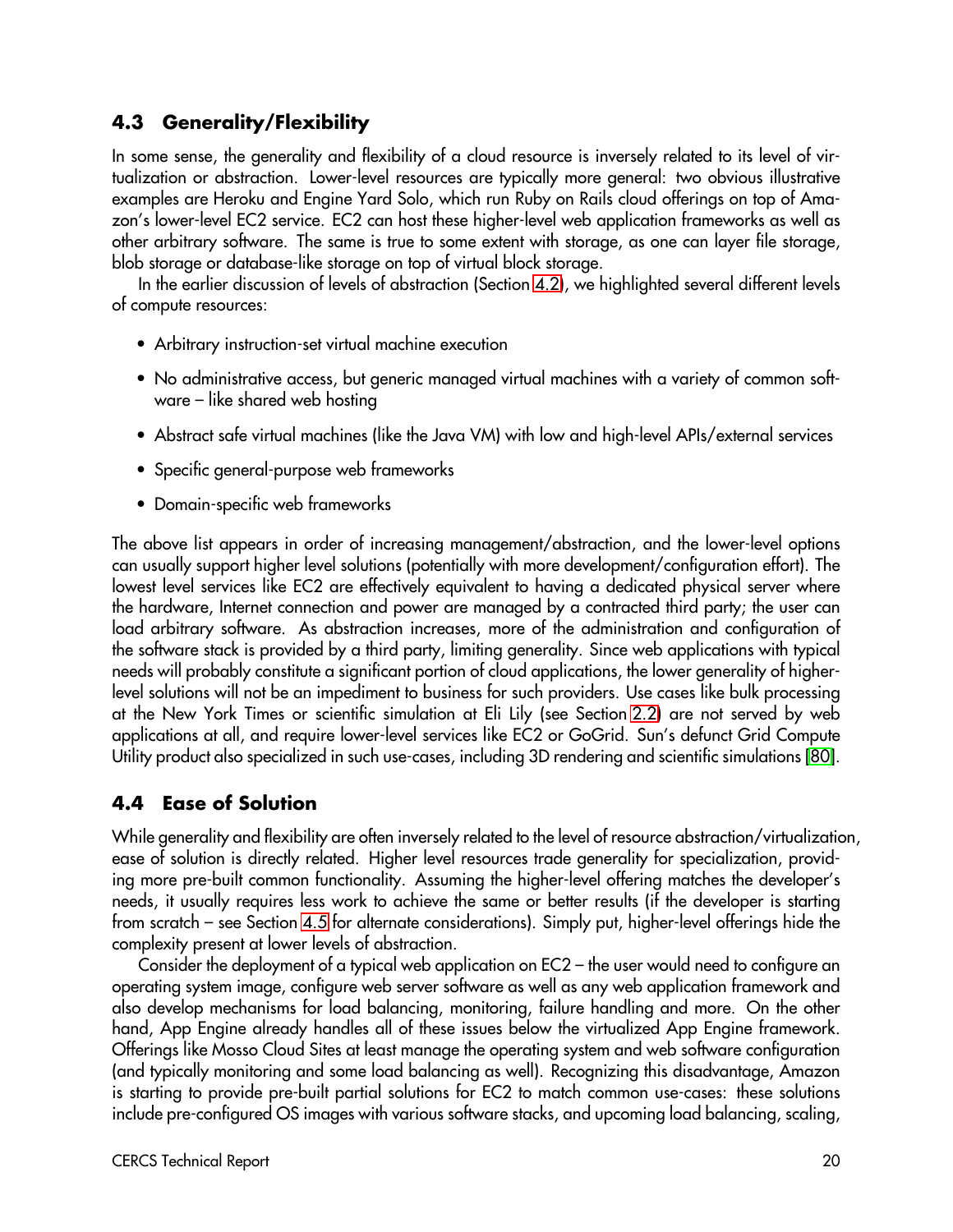## 4.3 Generality/Flexibility

In some sense, the generality and flexibility of a cloud resource is inversely related to its level of virtualization or abstraction. Lower-level resources are typically more general: two obvious illustrative examples are Heroku and Engine Yard Solo, which run Ruby on Rails cloud offerings on top of Amazon's lower-level EC2 service. EC2 can host these higher-level web application frameworks as well as other arbitrary software. The same is true to some extent with storage, as one can layer file storage, blob storage or database-like storage on top of virtual block storage.

In the earlier discussion of levels of abstraction (Section 4.2), we highlighted several different levels of compute resources:

- Arbitrary instruction-set virtual machine execution
- No administrative access, but generic managed virtual machines with a variety of common software – like shared web hosting
- Abstract safe virtual machines (like the Java VM) with low and high-level APIs/external services
- Specific general-purpose web frameworks
- Domain-specific web frameworks

The above list appears in order of increasing management/abstraction, and the lower-level options can usually support higher level solutions (potentially with more development/configuration effort). The lowest level services like EC2 are effectively equivalent to having a dedicated physical server where the hardware, Internet connection and power are managed by a contracted third party; the user can load arbitrary software. As abstraction increases, more of the administration and configuration of the software stack is provided by a third party, limiting generality. Since web applications with typical needs will probably constitute a significant portion of cloud applications, the lower generality of higher-level solutions will not be an impediment to business for such providers. Use cases like bulk processing at the New York Times or scientific simulation at Eli Lily (see Section 2.2) are not served by web applications at all, and require lower-level services like EC2 or GoGrid. Sun's defunct Grid Compute Utility product also specialized in such use-cases, including 3D rendering and scientific simulations [80].

## 4.4 Ease of Solution

While generality and flexibility are often inversely related to the level of resource abstraction/virtualization, ease of solution is directly related. Higher level resources trade generality for specialization, providing more pre-built common functionality. Assuming the higher-level offering matches the developer's needs, it usually requires less work to achieve the same or better results (if the developer is starting from scratch – see Section 4.5 for alternate considerations). Simply put, higher-level offerings hide the complexity present at lower levels of abstraction.

Consider the deployment of a typical web application on EC2 – the user would need to configure an operating system image, configure web server software as well as any web application framework and also develop mechanisms for load balancing, monitoring, failure handling and more. On the other hand, App Engine already handles all of these issues below the virtualized App Engine framework. Offerings like Mosso Cloud Sites at least manage the operating system and web software configuration (and typically monitoring and some load balancing as well). Recognizing this disadvantage, Amazon is starting to provide pre-built partial solutions for EC2 to match common use-cases: these solutions include pre-configured OS images with various software stacks, and upcoming load balancing, scaling,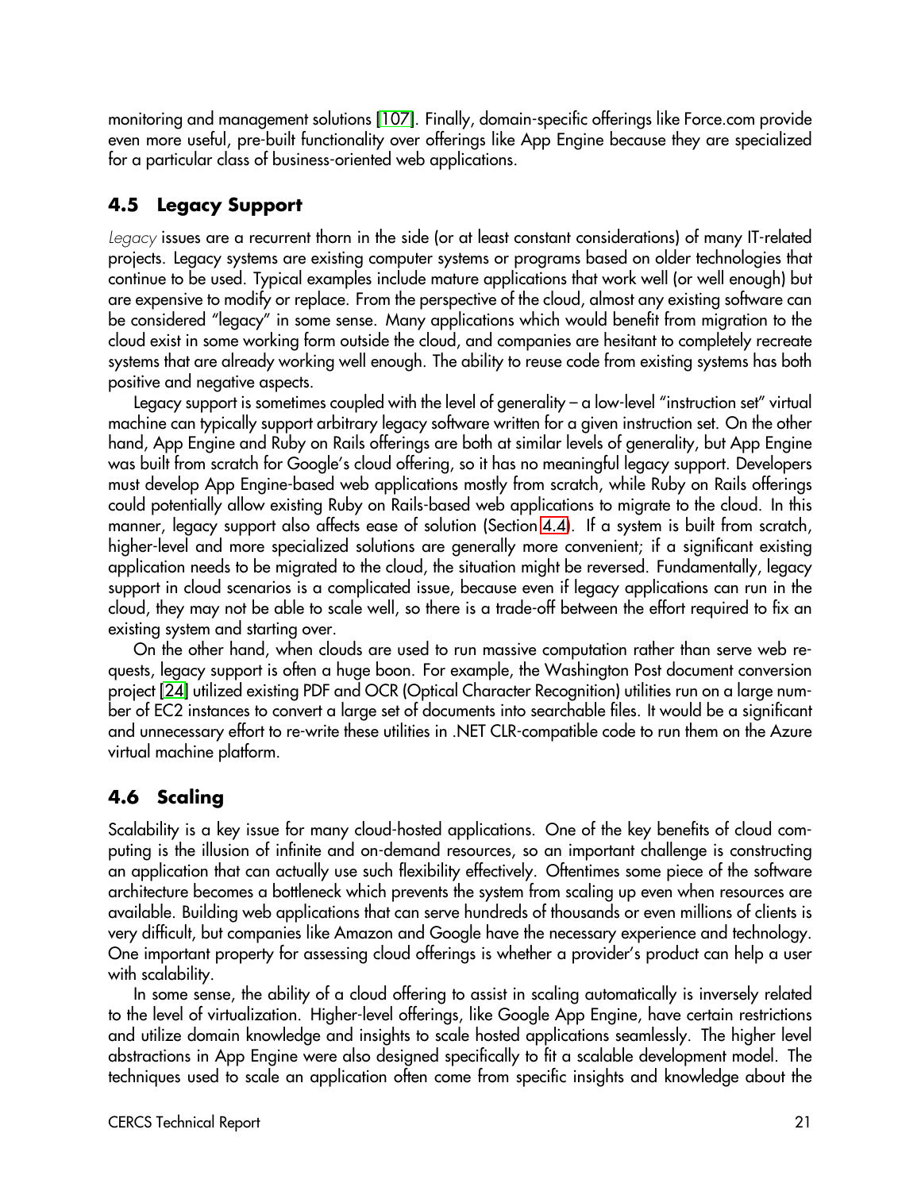monitoring and management solutions [107]. Finally, domain-specific offerings like Force.com provide even more useful, pre-built functionality over offerings like App Engine because they are specialized for a particular class of business-oriented web applications.

## 4.5 Legacy Support

*Legacy* issues are a recurrent thorn in the side (or at least constant considerations) of many IT-related projects. Legacy systems are existing computer systems or programs based on older technologies that continue to be used. Typical examples include mature applications that work well (or well enough) but are expensive to modify or replace. From the perspective of the cloud, almost any existing software can be considered "legacy" in some sense. Many applications which would benefit from migration to the cloud exist in some working form outside the cloud, and companies are hesitant to completely recreate systems that are already working well enough. The ability to reuse code from existing systems has both positive and negative aspects.

Legacy support is sometimes coupled with the level of generality – a low-level "instruction set" virtual machine can typically support arbitrary legacy software written for a given instruction set. On the other hand, App Engine and Ruby on Rails offerings are both at similar levels of generality, but App Engine was built from scratch for Google's cloud offering, so it has no meaningful legacy support. Developers must develop App Engine-based web applications mostly from scratch, while Ruby on Rails offerings could potentially allow existing Ruby on Rails-based web applications to migrate to the cloud. In this manner, legacy support also affects ease of solution (Section 4.4). If a system is built from scratch, higher-level and more specialized solutions are generally more convenient; if a significant existing application needs to be migrated to the cloud, the situation might be reversed. Fundamentally, legacy support in cloud scenarios is a complicated issue, because even if legacy applications can run in the cloud, they may not be able to scale well, so there is a trade-off between the effort required to fix an existing system and starting over.

On the other hand, when clouds are used to run massive computation rather than serve web requests, legacy support is often a huge boon. For example, the Washington Post document conversion project [24] utilized existing PDF and OCR (Optical Character Recognition) utilities run on a large number of EC2 instances to convert a large set of documents into searchable files. It would be a significant and unnecessary effort to re-write these utilities in .NET CLR-compatible code to run them on the Azure virtual machine platform.

## 4.6 Scaling

Scalability is a key issue for many cloud-hosted applications. One of the key benefits of cloud computing is the illusion of infinite and on-demand resources, so an important challenge is constructing an application that can actually use such flexibility effectively. Oftentimes some piece of the software architecture becomes a bottleneck which prevents the system from scaling up even when resources are available. Building web applications that can serve hundreds of thousands or even millions of clients is very difficult, but companies like Amazon and Google have the necessary experience and technology. One important property for assessing cloud offerings is whether a provider's product can help a user with scalability.

In some sense, the ability of a cloud offering to assist in scaling automatically is inversely related to the level of virtualization. Higher-level offerings, like Google App Engine, have certain restrictions and utilize domain knowledge and insights to scale hosted applications seamlessly. The higher level abstractions in App Engine were also designed specifically to fit a scalable development model. The techniques used to scale an application often come from specific insights and knowledge about the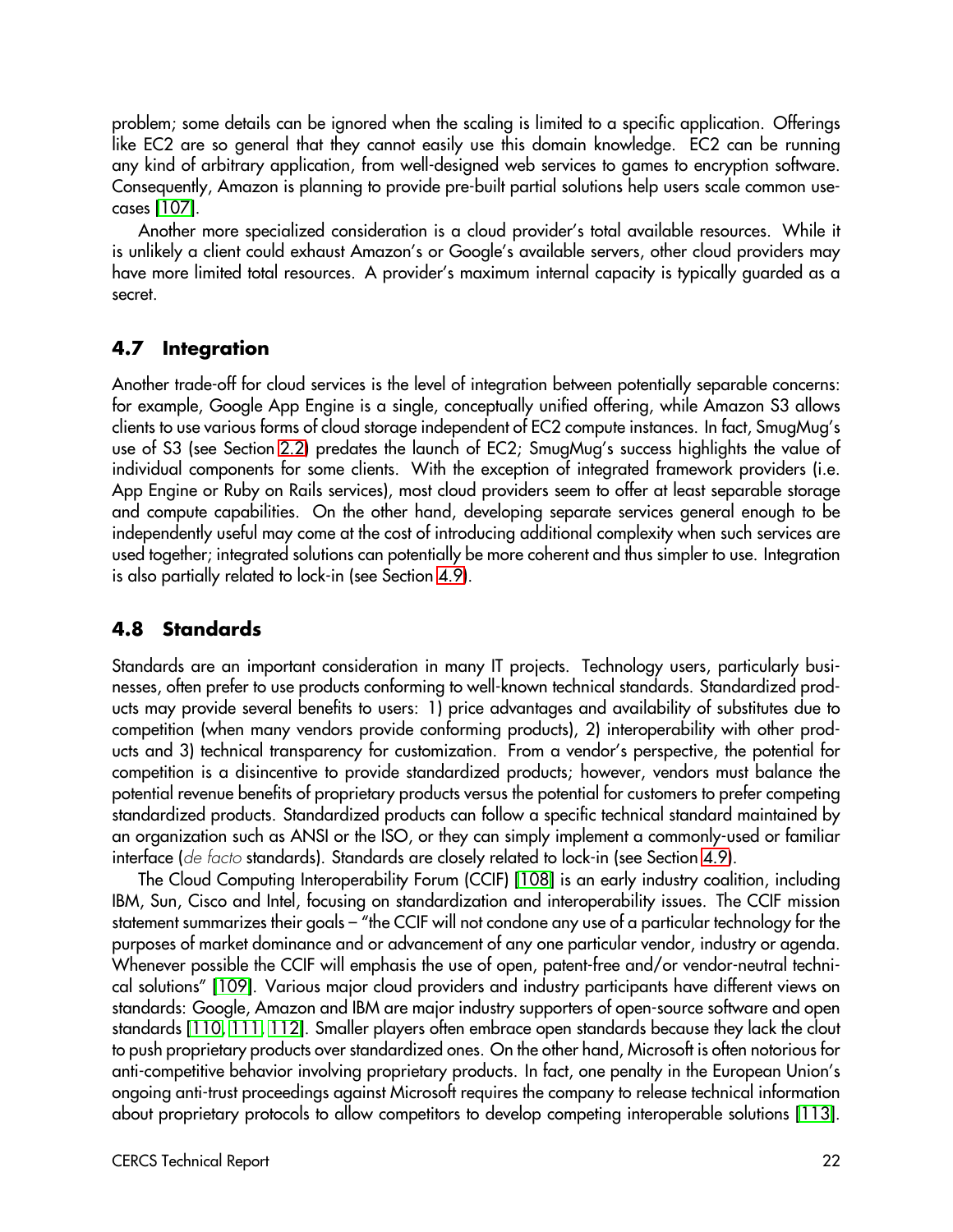problem; some details can be ignored when the scaling is limited to a specific application. Offerings like EC2 are so general that they cannot easily use this domain knowledge. EC2 can be running any kind of arbitrary application, from well-designed web services to games to encryption software. Consequently, Amazon is planning to provide pre-built partial solutions help users scale common use-cases [107].

Another more specialized consideration is a cloud provider's total available resources. While it is unlikely a client could exhaust Amazon's or Google's available servers, other cloud providers may have more limited total resources. A provider's maximum internal capacity is typically guarded as a secret.

## 4.7 Integration

Another trade-off for cloud services is the level of integration between potentially separable concerns: for example, Google App Engine is a single, conceptually unified offering, while Amazon S3 allows clients to use various forms of cloud storage independent of EC2 compute instances. In fact, SmugMug's use of S3 (see Section 2.2) predates the launch of EC2; SmugMug's success highlights the value of individual components for some clients. With the exception of integrated framework providers (i.e. App Engine or Ruby on Rails services), most cloud providers seem to offer at least separable storage and compute capabilities. On the other hand, developing separate services general enough to be independently useful may come at the cost of introducing additional complexity when such services are used together; integrated solutions can potentially be more coherent and thus simpler to use. Integration is also partially related to lock-in (see Section 4.9).

## 4.8 Standards

Standards are an important consideration in many IT projects. Technology users, particularly businesses, often prefer to use products conforming to well-known technical standards. Standardized products may provide several benefits to users: 1) price advantages and availability of substitutes due to competition (when many vendors provide conforming products), 2) interoperability with other products and 3) technical transparency for customization. From a vendor's perspective, the potential for competition is a disincentive to provide standardized products; however, vendors must balance the potential revenue benefits of proprietary products versus the potential for customers to prefer competing standardized products. Standardized products can follow a specific technical standard maintained by an organization such as ANSI or the ISO, or they can simply implement a commonly-used or familiar interface (*de facto* standards). Standards are closely related to lock-in (see Section 4.9).

The Cloud Computing Interoperability Forum (CCIF) [108] is an early industry coalition, including IBM, Sun, Cisco and Intel, focusing on standardization and interoperability issues. The CCIF mission statement summarizes their goals – "the CCIF will not condone any use of a particular technology for the purposes of market dominance and or advancement of any one particular vendor, industry or agenda. Whenever possible the CCIF will emphasis the use of open, patent-free and/or vendor-neutral technical solutions" [109]. Various major cloud providers and industry participants have different views on standards: Google, Amazon and IBM are major industry supporters of open-source software and open standards [110, 111, 112]. Smaller players often embrace open standards because they lack the clout to push proprietary products over standardized ones. On the other hand, Microsoft is often notorious for anti-competitive behavior involving proprietary products. In fact, one penalty in the European Union's ongoing anti-trust proceedings against Microsoft requires the company to release technical information about proprietary protocols to allow competitors to develop competing interoperable solutions [113].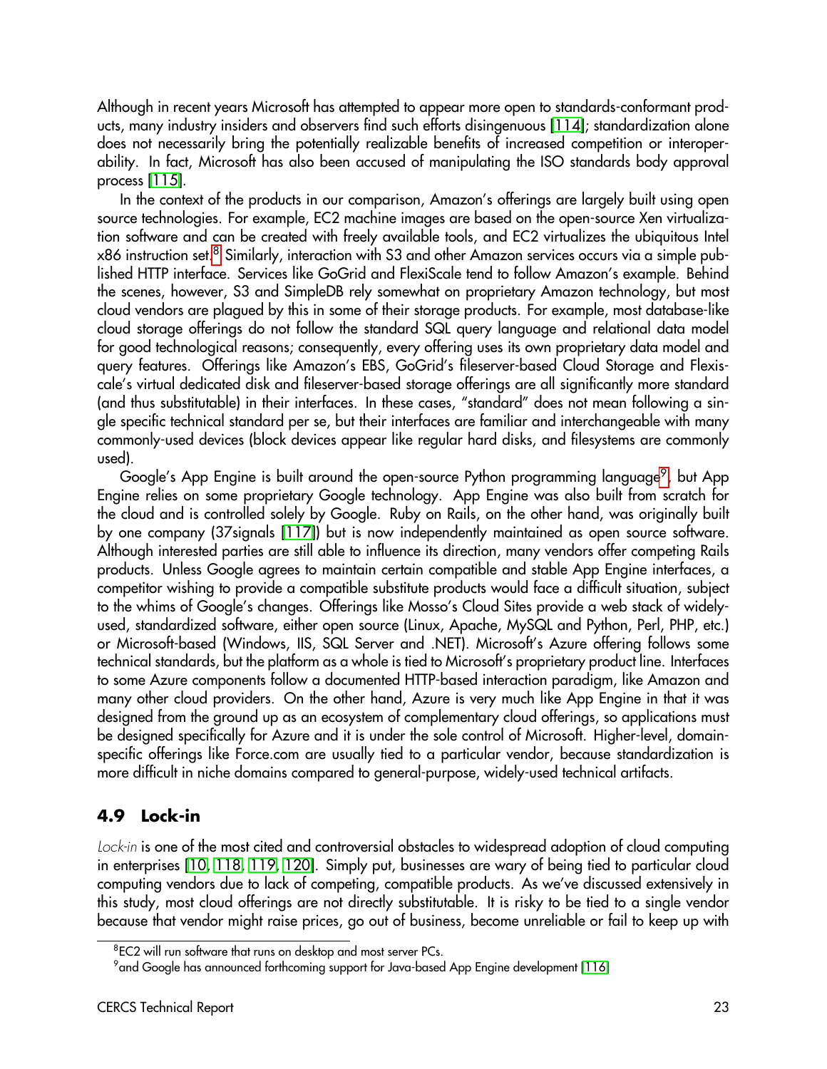Although in recent years Microsoft has attempted to appear more open to standards-conformant products, many industry insiders and observers find such efforts disingenuous [114]; standardization alone does not necessarily bring the potentially realizable benefits of increased competition or interoperability. In fact, Microsoft has also been accused of manipulating the ISO standards body approval process [115].

In the context of the products in our comparison, Amazon's offerings are largely built using open source technologies. For example, EC2 machine images are based on the open-source Xen virtualization software and can be created with freely available tools, and EC2 virtualizes the ubiquitous Intel x86 instruction set.[8] Similarly, interaction with S3 and other Amazon services occurs via a simple published HTTP interface. Services like GoGrid and FlexiScale tend to follow Amazon's example. Behind the scenes, however, S3 and SimpleDB rely somewhat on proprietary Amazon technology, but most cloud vendors are plagued by this in some of their storage products. For example, most database-like cloud storage offerings do not follow the standard SQL query language and relational data model for good technological reasons; consequently, every offering uses its own proprietary data model and query features. Offerings like Amazon's EBS, GoGrid's fileserver-based Cloud Storage and Flexiscale's virtual dedicated disk and fileserver-based storage offerings are all significantly more standard (and thus substitutable) in their interfaces. In these cases, "standard" does not mean following a single specific technical standard per se, but their interfaces are familiar and interchangeable with many commonly-used devices (block devices appear like regular hard disks, and filesystems are commonly used).

Google's App Engine is built around the open-source Python programming language[9], but App Engine relies on some proprietary Google technology. App Engine was also built from scratch for the cloud and is controlled solely by Google. Ruby on Rails, on the other hand, was originally built by one company (37signals [117]) but is now independently maintained as open source software. Although interested parties are still able to influence its direction, many vendors offer competing Rails products. Unless Google agrees to maintain certain compatible and stable App Engine interfaces, a competitor wishing to provide a compatible substitute products would face a difficult situation, subject to the whims of Google's changes. Offerings like Mosso's Cloud Sites provide a web stack of widely-used, standardized software, either open source (Linux, Apache, MySQL and Python, Perl, PHP, etc.) or Microsoft-based (Windows, IIS, SQL Server and .NET). Microsoft's Azure offering follows some technical standards, but the platform as a whole is tied to Microsoft's proprietary product line. Interfaces to some Azure components follow a documented HTTP-based interaction paradigm, like Amazon and many other cloud providers. On the other hand, Azure is very much like App Engine in that it was designed from the ground up as an ecosystem of complementary cloud offerings, so applications must be designed specifically for Azure and it is under the sole control of Microsoft. Higher-level, domain-specific offerings like Force.com are usually tied to a particular vendor, because standardization is more difficult in niche domains compared to general-purpose, widely-used technical artifacts.

## 4.9 Lock-in

*Lock-in* is one of the most cited and controversial obstacles to widespread adoption of cloud computing in enterprises [10, 118, 119, 120]. Simply put, businesses are wary of being tied to particular cloud computing vendors due to lack of competing, compatible products. As we've discussed extensively in this study, most cloud offerings are not directly substitutable. It is risky to be tied to a single vendor because that vendor might raise prices, go out of business, become unreliable or fail to keep up with

[8] EC2 will run software that runs on desktop and most server PCs.

[9] and Google has announced forthcoming support for Java-based App Engine development [116]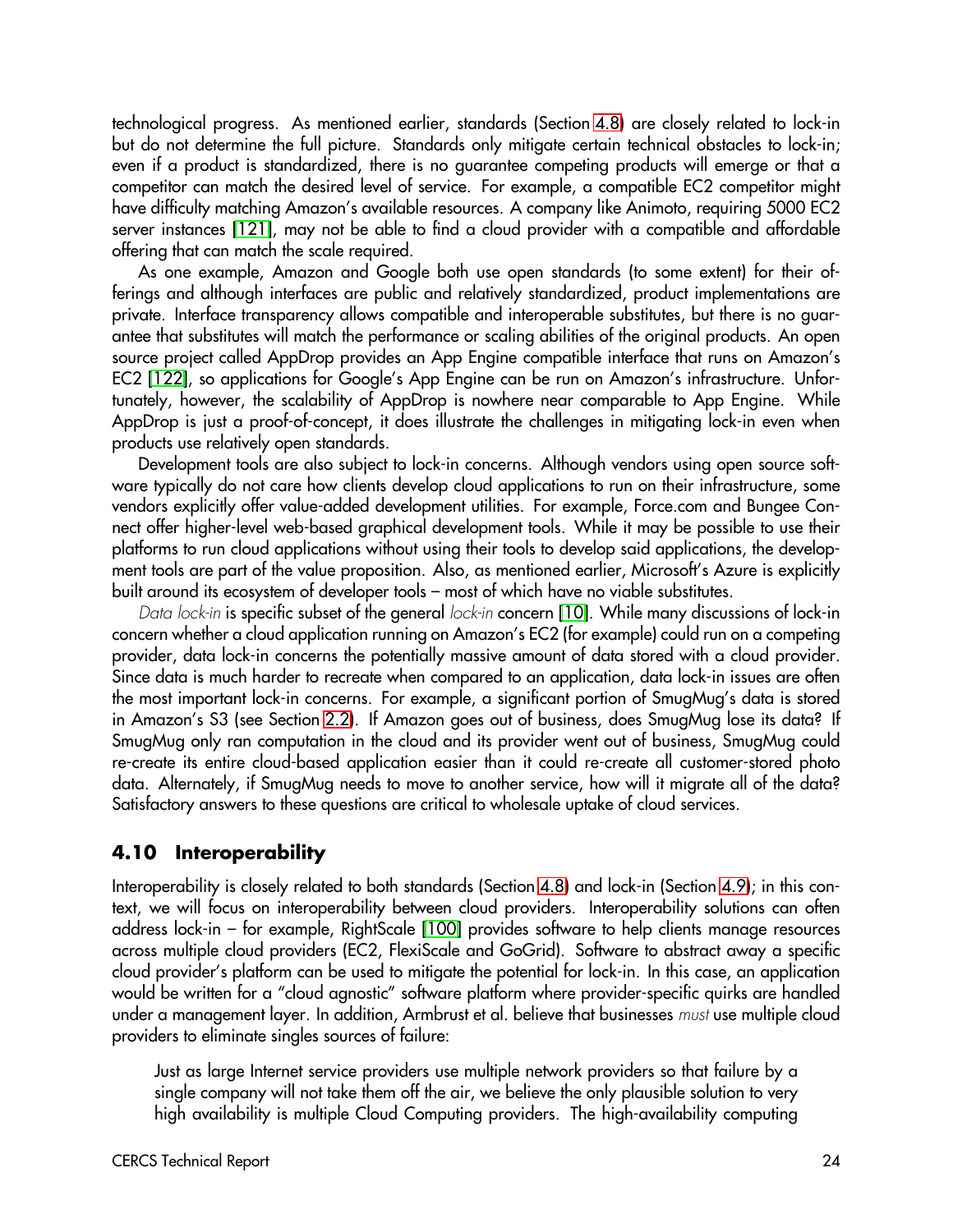technological progress. As mentioned earlier, standards (Section 4.8) are closely related to lock-in but do not determine the full picture. Standards only mitigate certain technical obstacles to lock-in; even if a product is standardized, there is no guarantee competing products will emerge or that a competitor can match the desired level of service. For example, a compatible EC2 competitor might have difficulty matching Amazon's available resources. A company like Animoto, requiring 5000 EC2 server instances [121], may not be able to find a cloud provider with a compatible and affordable offering that can match the scale required.

As one example, Amazon and Google both use open standards (to some extent) for their offerings and although interfaces are public and relatively standardized, product implementations are private. Interface transparency allows compatible and interoperable substitutes, but there is no guarantee that substitutes will match the performance or scaling abilities of the original products. An open source project called AppDrop provides an App Engine compatible interface that runs on Amazon's EC2 [122], so applications for Google's App Engine can be run on Amazon's infrastructure. Unfortunately, however, the scalability of AppDrop is nowhere near comparable to App Engine. While AppDrop is just a proof-of-concept, it does illustrate the challenges in mitigating lock-in even when products use relatively open standards.

Development tools are also subject to lock-in concerns. Although vendors using open source software typically do not care how clients develop cloud applications to run on their infrastructure, some vendors explicitly offer value-added development utilities. For example, Force.com and Bungee Connect offer higher-level web-based graphical development tools. While it may be possible to use their platforms to run cloud applications without using their tools to develop said applications, the development tools are part of the value proposition. Also, as mentioned earlier, Microsoft's Azure is explicitly built around its ecosystem of developer tools – most of which have no viable substitutes.

*Data lock-in* is specific subset of the general *lock-in* concern [10]. While many discussions of lock-in concern whether a cloud application running on Amazon's EC2 (for example) could run on a competing provider, data lock-in concerns the potentially massive amount of data stored with a cloud provider. Since data is much harder to recreate when compared to an application, data lock-in issues are often the most important lock-in concerns. For example, a significant portion of SmugMug's data is stored in Amazon's S3 (see Section 2.2). If Amazon goes out of business, does SmugMug lose its data? If SmugMug only ran computation in the cloud and its provider went out of business, SmugMug could re-create its entire cloud-based application easier than it could re-create all customer-stored photo data. Alternately, if SmugMug needs to move to another service, how will it migrate all of the data? Satisfactory answers to these questions are critical to wholesale uptake of cloud services.

## 4.10 Interoperability

Interoperability is closely related to both standards (Section 4.8) and lock-in (Section 4.9); in this context, we will focus on interoperability between cloud providers. Interoperability solutions can often address lock-in – for example, RightScale [100] provides software to help clients manage resources across multiple cloud providers (EC2, FlexiScale and GoGrid). Software to abstract away a specific cloud provider's platform can be used to mitigate the potential for lock-in. In this case, an application would be written for a "cloud agnostic" software platform where provider-specific quirks are handled under a management layer. In addition, Armbrust et al. believe that businesses *must* use multiple cloud providers to eliminate singles sources of failure:

> Just as large Internet service providers use multiple network providers so that failure by a single company will not take them off the air, we believe the only plausible solution to very high availability is multiple Cloud Computing providers. The high-availability computing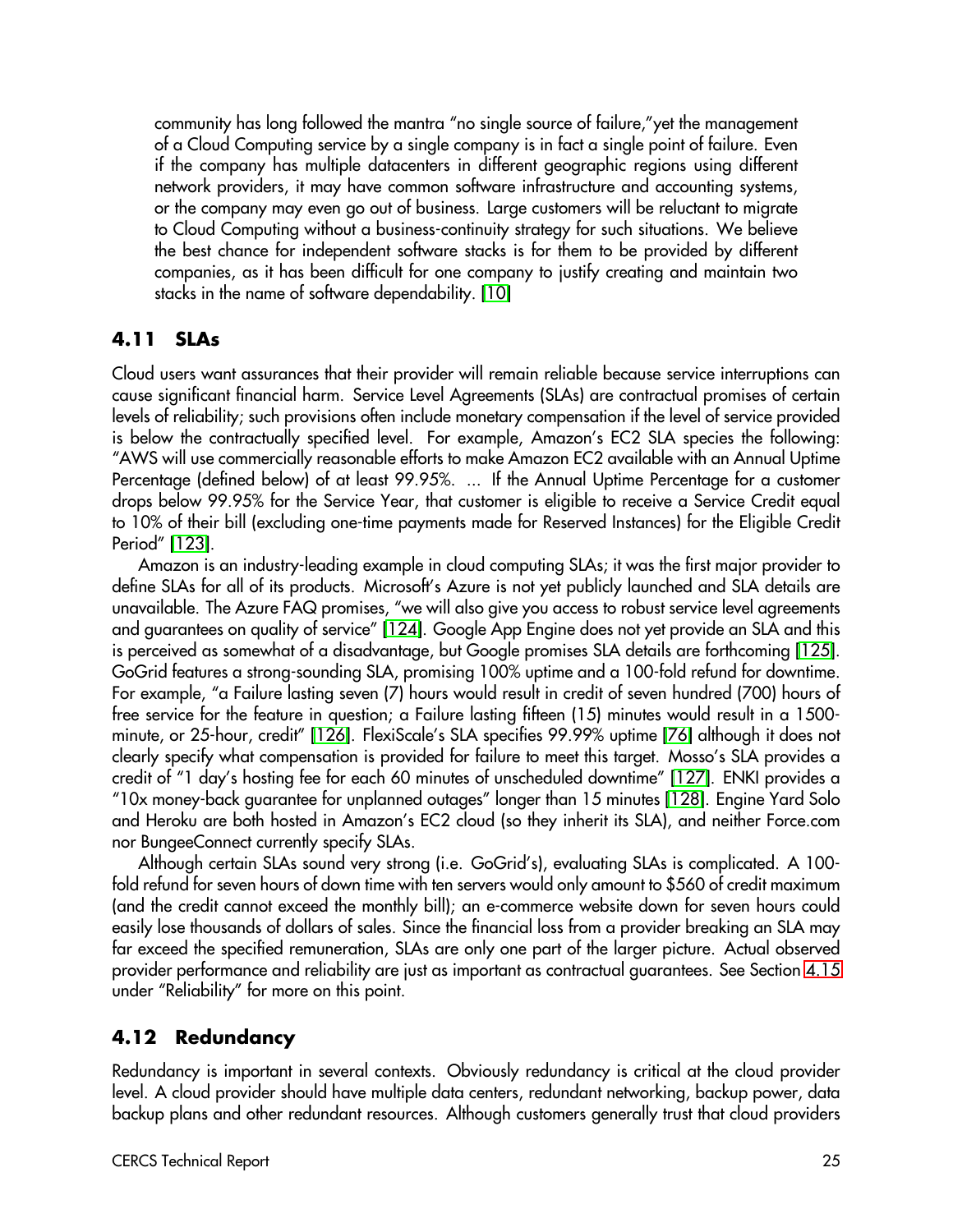community has long followed the mantra "no single source of failure,"yet the management of a Cloud Computing service by a single company is in fact a single point of failure. Even if the company has multiple datacenters in different geographic regions using different network providers, it may have common software infrastructure and accounting systems, or the company may even go out of business. Large customers will be reluctant to migrate to Cloud Computing without a business-continuity strategy for such situations. We believe the best chance for independent software stacks is for them to be provided by different companies, as it has been difficult for one company to justify creating and maintain two stacks in the name of software dependability. [10]

## 4.11 SLAs

Cloud users want assurances that their provider will remain reliable because service interruptions can cause significant financial harm. Service Level Agreements (SLAs) are contractual promises of certain levels of reliability; such provisions often include monetary compensation if the level of service provided is below the contractually specified level. For example, Amazon's EC2 SLA species the following: "AWS will use commercially reasonable efforts to make Amazon EC2 available with an Annual Uptime Percentage (defined below) of at least 99.95%. ... If the Annual Uptime Percentage for a customer drops below 99.95% for the Service Year, that customer is eligible to receive a Service Credit equal to 10% of their bill (excluding one-time payments made for Reserved Instances) for the Eligible Credit Period" [123].

Amazon is an industry-leading example in cloud computing SLAs; it was the first major provider to define SLAs for all of its products. Microsoft's Azure is not yet publicly launched and SLA details are unavailable. The Azure FAQ promises, "we will also give you access to robust service level agreements and guarantees on quality of service" [124]. Google App Engine does not yet provide an SLA and this is perceived as somewhat of a disadvantage, but Google promises SLA details are forthcoming [125]. GoGrid features a strong-sounding SLA, promising 100% uptime and a 100-fold refund for downtime. For example, "a Failure lasting seven (7) hours would result in credit of seven hundred (700) hours of free service for the feature in question; a Failure lasting fifteen (15) minutes would result in a 1500-minute, or 25-hour, credit" [126]. FlexiScale's SLA specifies 99.99% uptime [76] although it does not clearly specify what compensation is provided for failure to meet this target. Mosso's SLA provides a credit of "1 day's hosting fee for each 60 minutes of unscheduled downtime" [127]. ENKI provides a "10x money-back guarantee for unplanned outages" longer than 15 minutes [128]. Engine Yard Solo and Heroku are both hosted in Amazon's EC2 cloud (so they inherit its SLA), and neither Force.com nor BungeeConnect currently specify SLAs.

Although certain SLAs sound very strong (i.e. GoGrid's), evaluating SLAs is complicated. A 100-fold refund for seven hours of down time with ten servers would only amount to $560 of credit maximum (and the credit cannot exceed the monthly bill); an e-commerce website down for seven hours could easily lose thousands of dollars of sales. Since the financial loss from a provider breaking an SLA may far exceed the specified remuneration, SLAs are only one part of the larger picture. Actual observed provider performance and reliability are just as important as contractual guarantees. See Section 4.15 under "Reliability" for more on this point.

## 4.12 Redundancy

Redundancy is important in several contexts. Obviously redundancy is critical at the cloud provider level. A cloud provider should have multiple data centers, redundant networking, backup power, data backup plans and other redundant resources. Although customers generally trust that cloud providers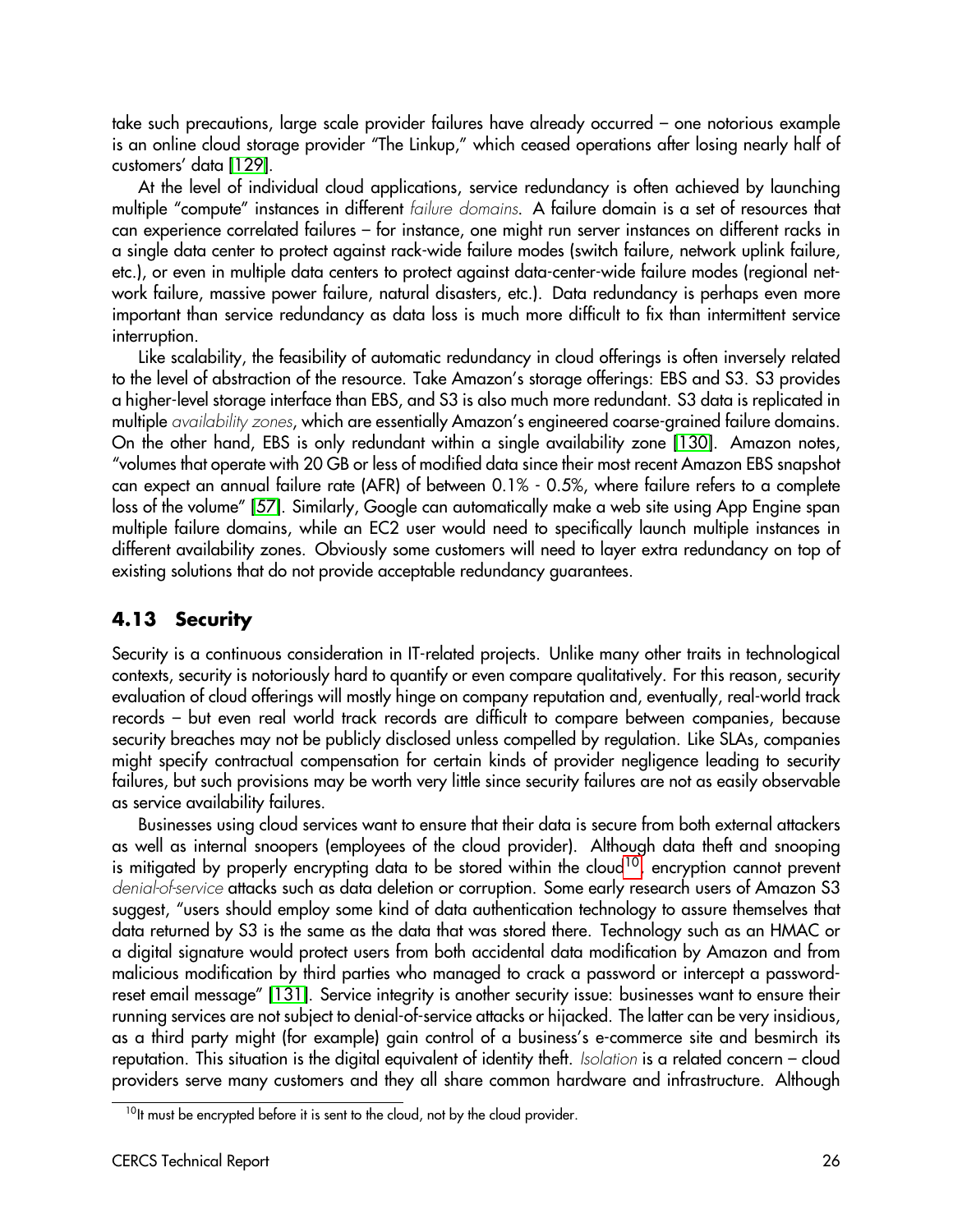take such precautions, large scale provider failures have already occurred – one notorious example is an online cloud storage provider "The Linkup," which ceased operations after losing nearly half of customers' data [129].

At the level of individual cloud applications, service redundancy is often achieved by launching multiple "compute" instances in different *failure domains*. A failure domain is a set of resources that can experience correlated failures – for instance, one might run server instances on different racks in a single data center to protect against rack-wide failure modes (switch failure, network uplink failure, etc.), or even in multiple data centers to protect against data-center-wide failure modes (regional network failure, massive power failure, natural disasters, etc.). Data redundancy is perhaps even more important than service redundancy as data loss is much more difficult to fix than intermittent service interruption.

Like scalability, the feasibility of automatic redundancy in cloud offerings is often inversely related to the level of abstraction of the resource. Take Amazon's storage offerings: EBS and S3. S3 provides a higher-level storage interface than EBS, and S3 is also much more redundant. S3 data is replicated in multiple *availability zones*, which are essentially Amazon's engineered coarse-grained failure domains. On the other hand, EBS is only redundant within a single availability zone [130]. Amazon notes, "volumes that operate with 20 GB or less of modified data since their most recent Amazon EBS snapshot can expect an annual failure rate (AFR) of between 0.1% - 0.5%, where failure refers to a complete loss of the volume" [57]. Similarly, Google can automatically make a web site using App Engine span multiple failure domains, while an EC2 user would need to specifically launch multiple instances in different availability zones. Obviously some customers will need to layer extra redundancy on top of existing solutions that do not provide acceptable redundancy guarantees.

## 4.13 Security

Security is a continuous consideration in IT-related projects. Unlike many other traits in technological contexts, security is notoriously hard to quantify or even compare qualitatively. For this reason, security evaluation of cloud offerings will mostly hinge on company reputation and, eventually, real-world track records – but even real world track records are difficult to compare between companies, because security breaches may not be publicly disclosed unless compelled by regulation. Like SLAs, companies might specify contractual compensation for certain kinds of provider negligence leading to security failures, but such provisions may be worth very little since security failures are not as easily observable as service availability failures.

Businesses using cloud services want to ensure that their data is secure from both external attackers as well as internal snoopers (employees of the cloud provider). Although data theft and snooping is mitigated by properly encrypting data to be stored within the cloud[10], encryption cannot prevent *denial-of-service* attacks such as data deletion or corruption. Some early research users of Amazon S3 suggest, "users should employ some kind of data authentication technology to assure themselves that data returned by S3 is the same as the data that was stored there. Technology such as an HMAC or a digital signature would protect users from both accidental data modification by Amazon and from malicious modification by third parties who managed to crack a password or intercept a password-reset email message" [131]. Service integrity is another security issue: businesses want to ensure their running services are not subject to denial-of-service attacks or hijacked. The latter can be very insidious, as a third party might (for example) gain control of a business's e-commerce site and besmirch its reputation. This situation is the digital equivalent of identity theft. *Isolation* is a related concern – cloud providers serve many customers and they all share common hardware and infrastructure. Although

[10] It must be encrypted before it is sent to the cloud, not by the cloud provider.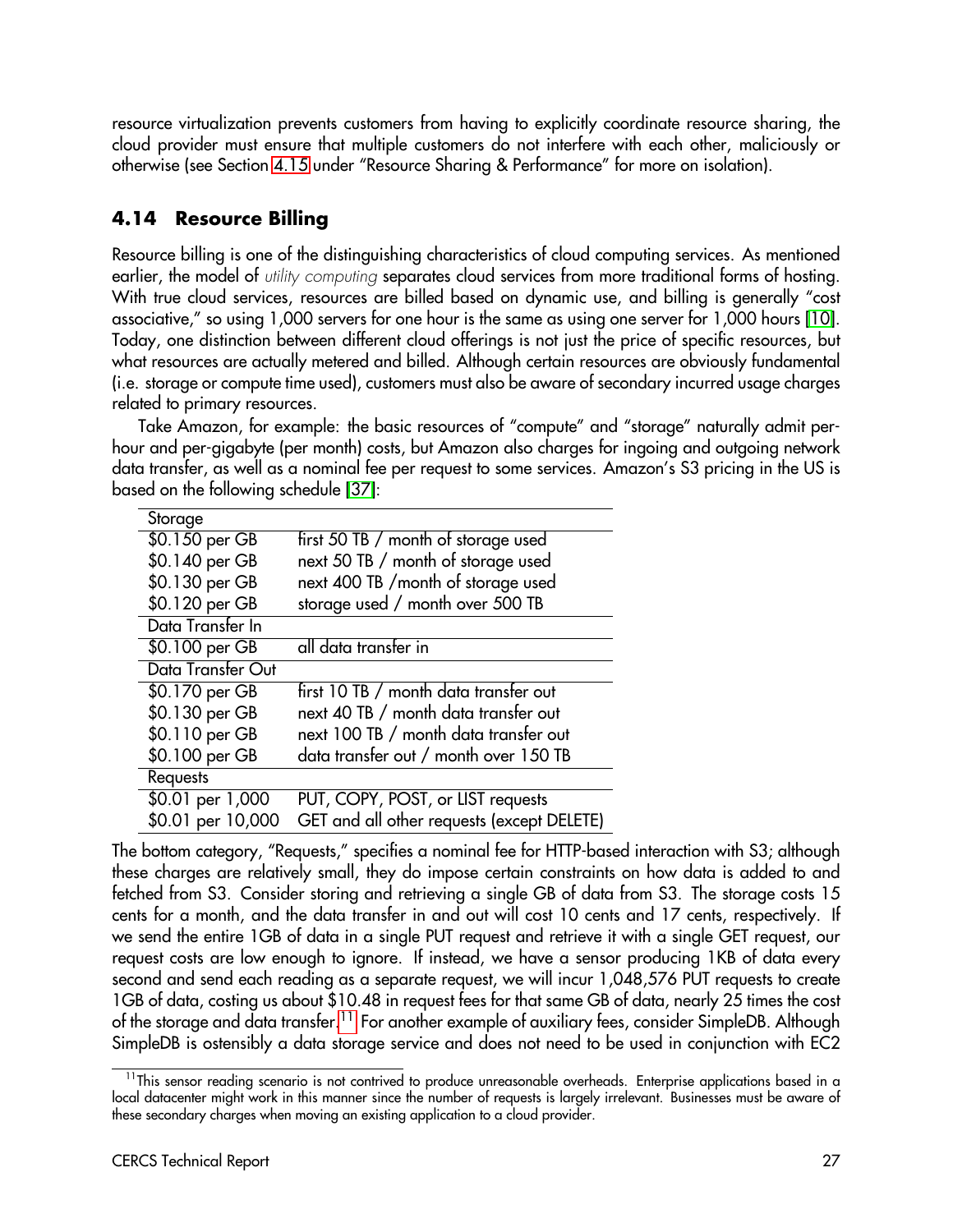resource virtualization prevents customers from having to explicitly coordinate resource sharing, the cloud provider must ensure that multiple customers do not interfere with each other, maliciously or otherwise (see Section 4.15 under "Resource Sharing & Performance" for more on isolation).

### 4.14 Resource Billing

Resource billing is one of the distinguishing characteristics of cloud computing services. As mentioned earlier, the model of *utility computing* separates cloud services from more traditional forms of hosting. With true cloud services, resources are billed based on dynamic use, and billing is generally "cost associative," so using 1,000 servers for one hour is the same as using one server for 1,000 hours [10]. Today, one distinction between different cloud offerings is not just the price of specific resources, but what resources are actually metered and billed. Although certain resources are obviously fundamental (i.e. storage or compute time used), customers must also be aware of secondary incurred usage charges related to primary resources.

Take Amazon, for example: the basic resources of "compute" and "storage" naturally admit per-hour and per-gigabyte (per month) costs, but Amazon also charges for ingoing and outgoing network data transfer, as well as a nominal fee per request to some services. Amazon's S3 pricing in the US is based on the following schedule [37]:

| Storage | |
|---|---|
| $0.150 per GB | first 50 TB / month of storage used |
| $0.140 per GB | next 50 TB / month of storage used |
| $0.130 per GB | next 400 TB /month of storage used |
| $0.120 per GB | storage used / month over 500 TB |
| **Data Transfer In** | |
| $0.100 per GB | all data transfer in |
| **Data Transfer Out** | |
| $0.170 per GB | first 10 TB / month data transfer out |
| $0.130 per GB | next 40 TB / month data transfer out |
| $0.110 per GB | next 100 TB / month data transfer out |
| $0.100 per GB | data transfer out / month over 150 TB |
| **Requests** | |
| $0.01 per 1,000 | PUT, COPY, POST, or LIST requests |
| $0.01 per 10,000 | GET and all other requests (except DELETE) |

The bottom category, "Requests," specifies a nominal fee for HTTP-based interaction with S3; although these charges are relatively small, they do impose certain constraints on how data is added to and fetched from S3. Consider storing and retrieving a single GB of data from S3. The storage costs 15 cents for a month, and the data transfer in and out will cost 10 cents and 17 cents, respectively. If we send the entire 1GB of data in a single PUT request and retrieve it with a single GET request, our request costs are low enough to ignore. If instead, we have a sensor producing 1KB of data every second and send each reading as a separate request, we will incur 1,048,576 PUT requests to create 1GB of data, costing us about $10.48 in request fees for that same GB of data, nearly 25 times the cost of the storage and data transfer.[11] For another example of auxiliary fees, consider SimpleDB. Although SimpleDB is ostensibly a data storage service and does not need to be used in conjunction with EC2

[11] This sensor reading scenario is not contrived to produce unreasonable overheads. Enterprise applications based in a local datacenter might work in this manner since the number of requests is largely irrelevant. Businesses must be aware of these secondary charges when moving an existing application to a cloud provider.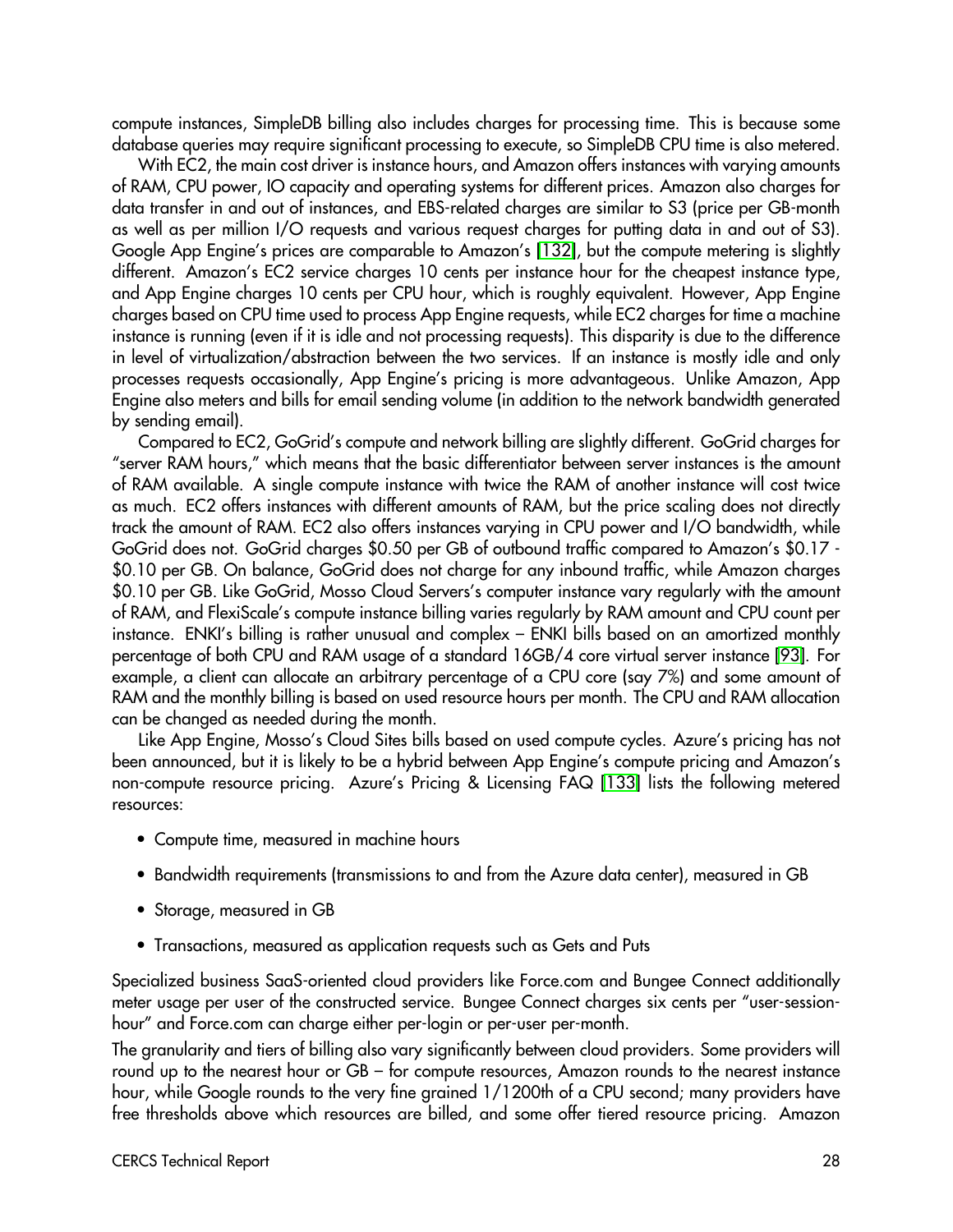compute instances, SimpleDB billing also includes charges for processing time. This is because some database queries may require significant processing to execute, so SimpleDB CPU time is also metered.

With EC2, the main cost driver is instance hours, and Amazon offers instances with varying amounts of RAM, CPU power, IO capacity and operating systems for different prices. Amazon also charges for data transfer in and out of instances, and EBS-related charges are similar to S3 (price per GB-month as well as per million I/O requests and various request charges for putting data in and out of S3). Google App Engine's prices are comparable to Amazon's [132], but the compute metering is slightly different. Amazon's EC2 service charges 10 cents per instance hour for the cheapest instance type, and App Engine charges 10 cents per CPU hour, which is roughly equivalent. However, App Engine charges based on CPU time used to process App Engine requests, while EC2 charges for time a machine instance is running (even if it is idle and not processing requests). This disparity is due to the difference in level of virtualization/abstraction between the two services. If an instance is mostly idle and only processes requests occasionally, App Engine's pricing is more advantageous. Unlike Amazon, App Engine also meters and bills for email sending volume (in addition to the network bandwidth generated by sending email).

Compared to EC2, GoGrid's compute and network billing are slightly different. GoGrid charges for "server RAM hours," which means that the basic differentiator between server instances is the amount of RAM available. A single compute instance with twice the RAM of another instance will cost twice as much. EC2 offers instances with different amounts of RAM, but the price scaling does not directly track the amount of RAM. EC2 also offers instances varying in CPU power and I/O bandwidth, while GoGrid does not. GoGrid charges $0.50 per GB of outbound traffic compared to Amazon's $0.17 - $0.10 per GB. On balance, GoGrid does not charge for any inbound traffic, while Amazon charges $0.10 per GB. Like GoGrid, Mosso Cloud Servers's computer instance vary regularly with the amount of RAM, and FlexiScale's compute instance billing varies regularly by RAM amount and CPU count per instance. ENKI's billing is rather unusual and complex – ENKI bills based on an amortized monthly percentage of both CPU and RAM usage of a standard 16GB/4 core virtual server instance [93]. For example, a client can allocate an arbitrary percentage of a CPU core (say 7%) and some amount of RAM and the monthly billing is based on used resource hours per month. The CPU and RAM allocation can be changed as needed during the month.

Like App Engine, Mosso's Cloud Sites bills based on used compute cycles. Azure's pricing has not been announced, but it is likely to be a hybrid between App Engine's compute pricing and Amazon's non-compute resource pricing. Azure's Pricing & Licensing FAQ [133] lists the following metered resources:

- Compute time, measured in machine hours
- Bandwidth requirements (transmissions to and from the Azure data center), measured in GB
- Storage, measured in GB
- Transactions, measured as application requests such as Gets and Puts

Specialized business SaaS-oriented cloud providers like Force.com and Bungee Connect additionally meter usage per user of the constructed service. Bungee Connect charges six cents per "user-session-hour" and Force.com can charge either per-login or per-user per-month.

The granularity and tiers of billing also vary significantly between cloud providers. Some providers will round up to the nearest hour or GB – for compute resources, Amazon rounds to the nearest instance hour, while Google rounds to the very fine grained 1/1200th of a CPU second; many providers have free thresholds above which resources are billed, and some offer tiered resource pricing. Amazon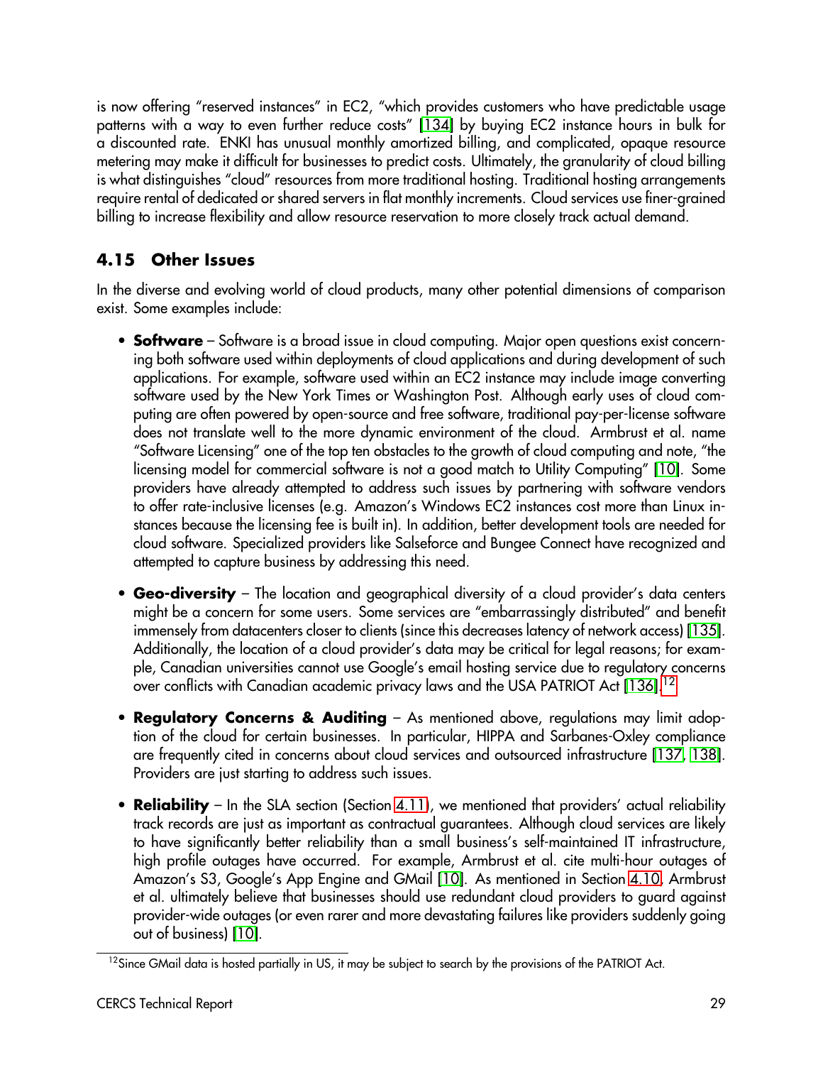is now offering "reserved instances" in EC2, "which provides customers who have predictable usage patterns with a way to even further reduce costs" [134] by buying EC2 instance hours in bulk for a discounted rate. ENKI has unusual monthly amortized billing, and complicated, opaque resource metering may make it difficult for businesses to predict costs. Ultimately, the granularity of cloud billing is what distinguishes "cloud" resources from more traditional hosting. Traditional hosting arrangements require rental of dedicated or shared servers in flat monthly increments. Cloud services use finer-grained billing to increase flexibility and allow resource reservation to more closely track actual demand.

### 4.15 Other Issues

In the diverse and evolving world of cloud products, many other potential dimensions of comparison exist. Some examples include:

- **Software** – Software is a broad issue in cloud computing. Major open questions exist concerning both software used within deployments of cloud applications and during development of such applications. For example, software used within an EC2 instance may include image converting software used by the New York Times or Washington Post. Although early uses of cloud computing are often powered by open-source and free software, traditional pay-per-license software does not translate well to the more dynamic environment of the cloud. Armbrust et al. name "Software Licensing" one of the top ten obstacles to the growth of cloud computing and note, "the licensing model for commercial software is not a good match to Utility Computing" [10]. Some providers have already attempted to address such issues by partnering with software vendors to offer rate-inclusive licenses (e.g. Amazon's Windows EC2 instances cost more than Linux instances because the licensing fee is built in). In addition, better development tools are needed for cloud software. Specialized providers like Salseforce and Bungee Connect have recognized and attempted to capture business by addressing this need.

- **Geo-diversity** – The location and geographical diversity of a cloud provider's data centers might be a concern for some users. Some services are "embarrassingly distributed" and benefit immensely from datacenters closer to clients (since this decreases latency of network access) [135]. Additionally, the location of a cloud provider's data may be critical for legal reasons; for example, Canadian universities cannot use Google's email hosting service due to regulatory concerns over conflicts with Canadian academic privacy laws and the USA PATRIOT Act [136].[12]

- **Regulatory Concerns & Auditing** – As mentioned above, regulations may limit adoption of the cloud for certain businesses. In particular, HIPPA and Sarbanes-Oxley compliance are frequently cited in concerns about cloud services and outsourced infrastructure [137, 138]. Providers are just starting to address such issues.

- **Reliability** – In the SLA section (Section 4.11), we mentioned that providers' actual reliability track records are just as important as contractual guarantees. Although cloud services are likely to have significantly better reliability than a small business's self-maintained IT infrastructure, high profile outages have occurred. For example, Armbrust et al. cite multi-hour outages of Amazon's S3, Google's App Engine and GMail [10]. As mentioned in Section 4.10, Armbrust et al. ultimately believe that businesses should use redundant cloud providers to guard against provider-wide outages (or even rarer and more devastating failures like providers suddenly going out of business) [10].

[12] Since GMail data is hosted partially in US, it may be subject to search by the provisions of the PATRIOT Act.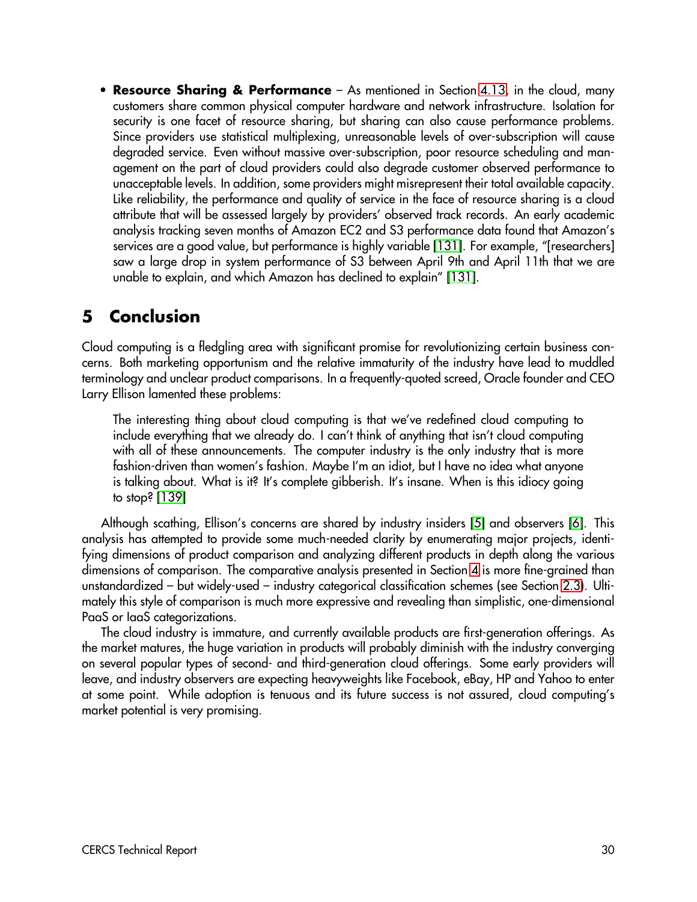- **Resource Sharing & Performance** – As mentioned in Section 4.13, in the cloud, many customers share common physical computer hardware and network infrastructure. Isolation for security is one facet of resource sharing, but sharing can also cause performance problems. Since providers use statistical multiplexing, unreasonable levels of over-subscription will cause degraded service. Even without massive over-subscription, poor resource scheduling and management on the part of cloud providers could also degrade customer observed performance to unacceptable levels. In addition, some providers might misrepresent their total available capacity. Like reliability, the performance and quality of service in the face of resource sharing is a cloud attribute that will be assessed largely by providers' observed track records. An early academic analysis tracking seven months of Amazon EC2 and S3 performance data found that Amazon's services are a good value, but performance is highly variable [131]. For example, "[researchers] saw a large drop in system performance of S3 between April 9th and April 11th that we are unable to explain, and which Amazon has declined to explain" [131].

# 5 Conclusion

Cloud computing is a fledgling area with significant promise for revolutionizing certain business concerns. Both marketing opportunism and the relative immaturity of the industry have lead to muddled terminology and unclear product comparisons. In a frequently-quoted screed, Oracle founder and CEO Larry Ellison lamented these problems:

> The interesting thing about cloud computing is that we've redefined cloud computing to include everything that we already do. I can't think of anything that isn't cloud computing with all of these announcements. The computer industry is the only industry that is more fashion-driven than women's fashion. Maybe I'm an idiot, but I have no idea what anyone is talking about. What is it? It's complete gibberish. It's insane. When is this idiocy going to stop? [139]

Although scathing, Ellison's concerns are shared by industry insiders [5] and observers [6]. This analysis has attempted to provide some much-needed clarity by enumerating major projects, identifying dimensions of product comparison and analyzing different products in depth along the various dimensions of comparison. The comparative analysis presented in Section 4 is more fine-grained than unstandardized – but widely-used – industry categorical classification schemes (see Section 2.3). Ultimately this style of comparison is much more expressive and revealing than simplistic, one-dimensional PaaS or IaaS categorizations.

The cloud industry is immature, and currently available products are first-generation offerings. As the market matures, the huge variation in products will probably diminish with the industry converging on several popular types of second- and third-generation cloud offerings. Some early providers will leave, and industry observers are expecting heavyweights like Facebook, eBay, HP and Yahoo to enter at some point. While adoption is tenuous and its future success is not assured, cloud computing's market potential is very promising.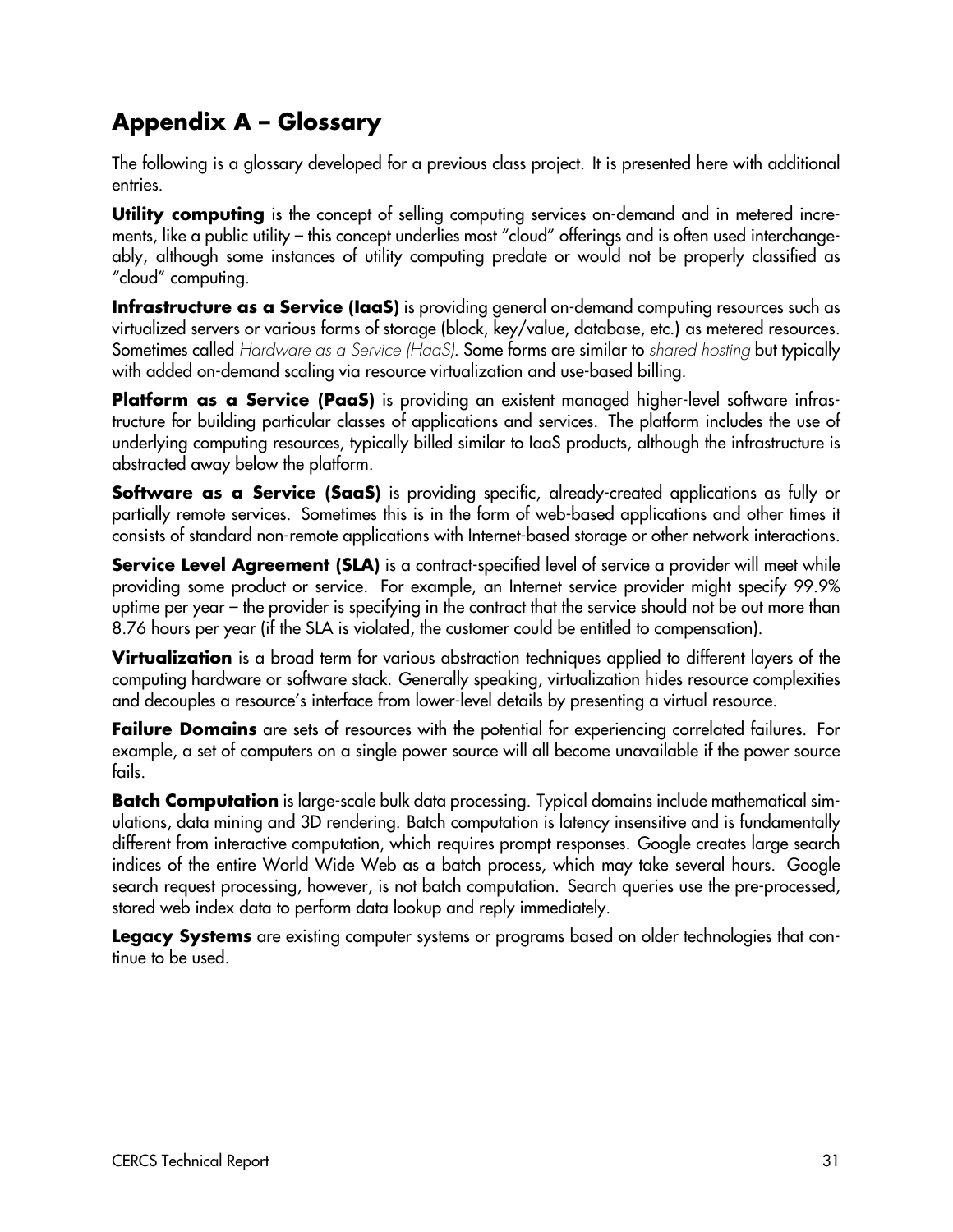## Appendix A – Glossary

The following is a glossary developed for a previous class project. It is presented here with additional entries.

**Utility computing** is the concept of selling computing services on-demand and in metered increments, like a public utility – this concept underlies most "cloud" offerings and is often used interchangeably, although some instances of utility computing predate or would not be properly classified as "cloud" computing.

**Infrastructure as a Service (IaaS)** is providing general on-demand computing resources such as virtualized servers or various forms of storage (block, key/value, database, etc.) as metered resources. Sometimes called *Hardware as a Service (HaaS)*. Some forms are similar to *shared hosting* but typically with added on-demand scaling via resource virtualization and use-based billing.

**Platform as a Service (PaaS)** is providing an existent managed higher-level software infrastructure for building particular classes of applications and services. The platform includes the use of underlying computing resources, typically billed similar to IaaS products, although the infrastructure is abstracted away below the platform.

**Software as a Service (SaaS)** is providing specific, already-created applications as fully or partially remote services. Sometimes this is in the form of web-based applications and other times it consists of standard non-remote applications with Internet-based storage or other network interactions.

**Service Level Agreement (SLA)** is a contract-specified level of service a provider will meet while providing some product or service. For example, an Internet service provider might specify 99.9% uptime per year – the provider is specifying in the contract that the service should not be out more than 8.76 hours per year (if the SLA is violated, the customer could be entitled to compensation).

**Virtualization** is a broad term for various abstraction techniques applied to different layers of the computing hardware or software stack. Generally speaking, virtualization hides resource complexities and decouples a resource's interface from lower-level details by presenting a virtual resource.

**Failure Domains** are sets of resources with the potential for experiencing correlated failures. For example, a set of computers on a single power source will all become unavailable if the power source fails.

**Batch Computation** is large-scale bulk data processing. Typical domains include mathematical simulations, data mining and 3D rendering. Batch computation is latency insensitive and is fundamentally different from interactive computation, which requires prompt responses. Google creates large search indices of the entire World Wide Web as a batch process, which may take several hours. Google search request processing, however, is not batch computation. Search queries use the pre-processed, stored web index data to perform data lookup and reply immediately.

**Legacy Systems** are existing computer systems or programs based on older technologies that continue to be used.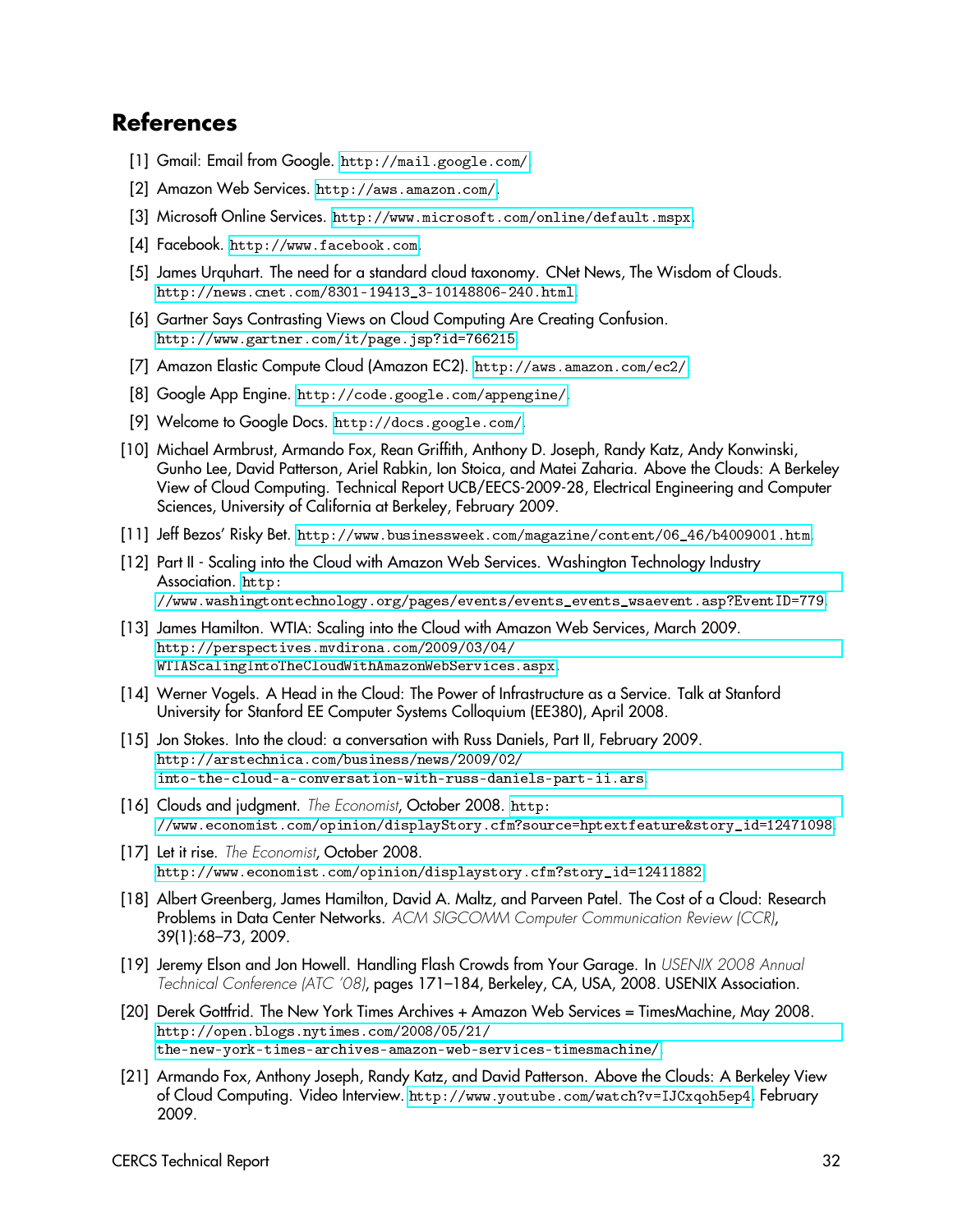## References

[1] Gmail: Email from Google. http://mail.google.com/.

[2] Amazon Web Services. http://aws.amazon.com/.

[3] Microsoft Online Services. http://www.microsoft.com/online/default.mspx.

[4] Facebook. http://www.facebook.com.

[5] James Urquhart. The need for a standard cloud taxonomy. CNet News, The Wisdom of Clouds. http://news.cnet.com/8301-19413_3-10148806-240.html.

[6] Gartner Says Contrasting Views on Cloud Computing Are Creating Confusion. http://www.gartner.com/it/page.jsp?id=766215.

[7] Amazon Elastic Compute Cloud (Amazon EC2). http://aws.amazon.com/ec2/.

[8] Google App Engine. http://code.google.com/appengine/.

[9] Welcome to Google Docs. http://docs.google.com/.

[10] Michael Armbrust, Armando Fox, Rean Griffith, Anthony D. Joseph, Randy Katz, Andy Konwinski, Gunho Lee, David Patterson, Ariel Rabkin, Ion Stoica, and Matei Zaharia. Above the Clouds: A Berkeley View of Cloud Computing. Technical Report UCB/EECS-2009-28, Electrical Engineering and Computer Sciences, University of California at Berkeley, February 2009.

[11] Jeff Bezos' Risky Bet. http://www.businessweek.com/magazine/content/06_46/b4009001.htm.

[12] Part II - Scaling into the Cloud with Amazon Web Services. Washington Technology Industry Association. http://www.washingtontechnology.org/pages/events/events_events_wsaevent.asp?EventID=779.

[13] James Hamilton. WTIA: Scaling into the Cloud with Amazon Web Services, March 2009. http://perspectives.mvdirona.com/2009/03/04/WTIAScalingIntoTheCloudWithAmazonWebServices.aspx.

[14] Werner Vogels. A Head in the Cloud: The Power of Infrastructure as a Service. Talk at Stanford University for Stanford EE Computer Systems Colloquium (EE380), April 2008.

[15] Jon Stokes. Into the cloud: a conversation with Russ Daniels, Part II, February 2009. http://arstechnica.com/business/news/2009/02/into-the-cloud-a-conversation-with-russ-daniels-part-ii.ars.

[16] Clouds and judgment. *The Economist*, October 2008. http://www.economist.com/opinion/displayStory.cfm?source=hptextfeature&story_id=12471098.

[17] Let it rise. *The Economist*, October 2008. http://www.economist.com/opinion/displaystory.cfm?story_id=12411882.

[18] Albert Greenberg, James Hamilton, David A. Maltz, and Parveen Patel. The Cost of a Cloud: Research Problems in Data Center Networks. *ACM SIGCOMM Computer Communication Review (CCR)*, 39(1):68–73, 2009.

[19] Jeremy Elson and Jon Howell. Handling Flash Crowds from Your Garage. In *USENIX 2008 Annual Technical Conference (ATC '08)*, pages 171–184, Berkeley, CA, USA, 2008. USENIX Association.

[20] Derek Gottfrid. The New York Times Archives + Amazon Web Services = TimesMachine, May 2008. http://open.blogs.nytimes.com/2008/05/21/the-new-york-times-archives-amazon-web-services-timesmachine/.

[21] Armando Fox, Anthony Joseph, Randy Katz, and David Patterson. Above the Clouds: A Berkeley View of Cloud Computing. Video Interview. http://www.youtube.com/watch?v=IJCxqoh5ep4, February 2009.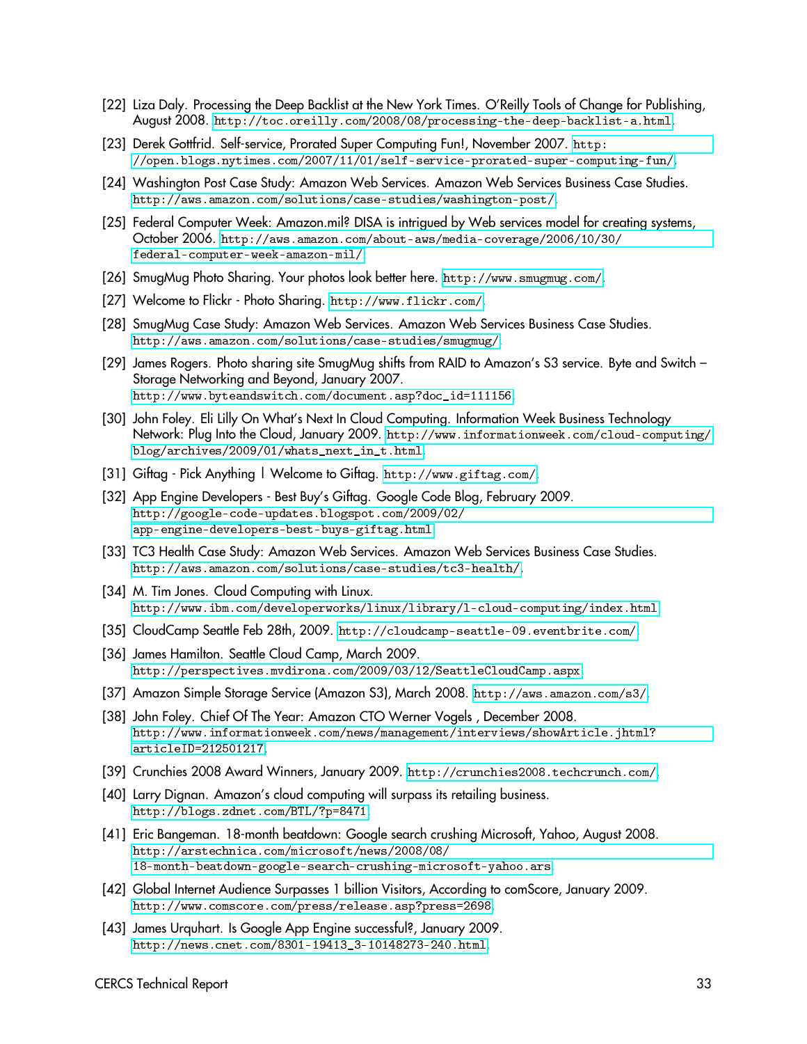[22] Liza Daly. Processing the Deep Backlist at the New York Times. O'Reilly Tools of Change for Publishing, August 2008. http://toc.oreilly.com/2008/08/processing-the-deep-backlist-a.html.

[23] Derek Gottfrid. Self-service, Prorated Super Computing Fun!, November 2007. http://open.blogs.nytimes.com/2007/11/01/self-service-prorated-super-computing-fun/.

[24] Washington Post Case Study: Amazon Web Services. Amazon Web Services Business Case Studies. http://aws.amazon.com/solutions/case-studies/washington-post/.

[25] Federal Computer Week: Amazon.mil? DISA is intrigued by Web services model for creating systems, October 2006. http://aws.amazon.com/about-aws/media-coverage/2006/10/30/federal-computer-week-amazon-mil/.

[26] SmugMug Photo Sharing. Your photos look better here. http://www.smugmug.com/.

[27] Welcome to Flickr - Photo Sharing. http://www.flickr.com/.

[28] SmugMug Case Study: Amazon Web Services. Amazon Web Services Business Case Studies. http://aws.amazon.com/solutions/case-studies/smugmug/.

[29] James Rogers. Photo sharing site SmugMug shifts from RAID to Amazon's S3 service. Byte and Switch – Storage Networking and Beyond, January 2007. http://www.byteandswitch.com/document.asp?doc_id=111156.

[30] John Foley. Eli Lilly On What's Next In Cloud Computing. Information Week Business Technology Network: Plug Into the Cloud, January 2009. http://www.informationweek.com/cloud-computing/blog/archives/2009/01/whats_next_in_t.html.

[31] Giftag - Pick Anything | Welcome to Giftag. http://www.giftag.com/.

[32] App Engine Developers - Best Buy's Giftag. Google Code Blog, February 2009. http://google-code-updates.blogspot.com/2009/02/app-engine-developers-best-buys-giftag.html.

[33] TC3 Health Case Study: Amazon Web Services. Amazon Web Services Business Case Studies. http://aws.amazon.com/solutions/case-studies/tc3-health/.

[34] M. Tim Jones. Cloud Computing with Linux. http://www.ibm.com/developerworks/linux/library/l-cloud-computing/index.html.

[35] CloudCamp Seattle Feb 28th, 2009. http://cloudcamp-seattle-09.eventbrite.com/.

[36] James Hamilton. Seattle Cloud Camp, March 2009. http://perspectives.mvdirona.com/2009/03/12/SeattleCloudCamp.aspx.

[37] Amazon Simple Storage Service (Amazon S3), March 2008. http://aws.amazon.com/s3/.

[38] John Foley. Chief Of The Year: Amazon CTO Werner Vogels , December 2008. http://www.informationweek.com/news/management/interviews/showArticle.jhtml?articleID=212501217.

[39] Crunchies 2008 Award Winners, January 2009. http://crunchies2008.techcrunch.com/.

[40] Larry Dignan. Amazon's cloud computing will surpass its retailing business. http://blogs.zdnet.com/BTL/?p=8471.

[41] Eric Bangeman. 18-month beatdown: Google search crushing Microsoft, Yahoo, August 2008. http://arstechnica.com/microsoft/news/2008/08/18-month-beatdown-google-search-crushing-microsoft-yahoo.ars.

[42] Global Internet Audience Surpasses 1 billion Visitors, According to comScore, January 2009. http://www.comscore.com/press/release.asp?press=2698.

[43] James Urquhart. Is Google App Engine successful?, January 2009. http://news.cnet.com/8301-19413_3-10148273-240.html.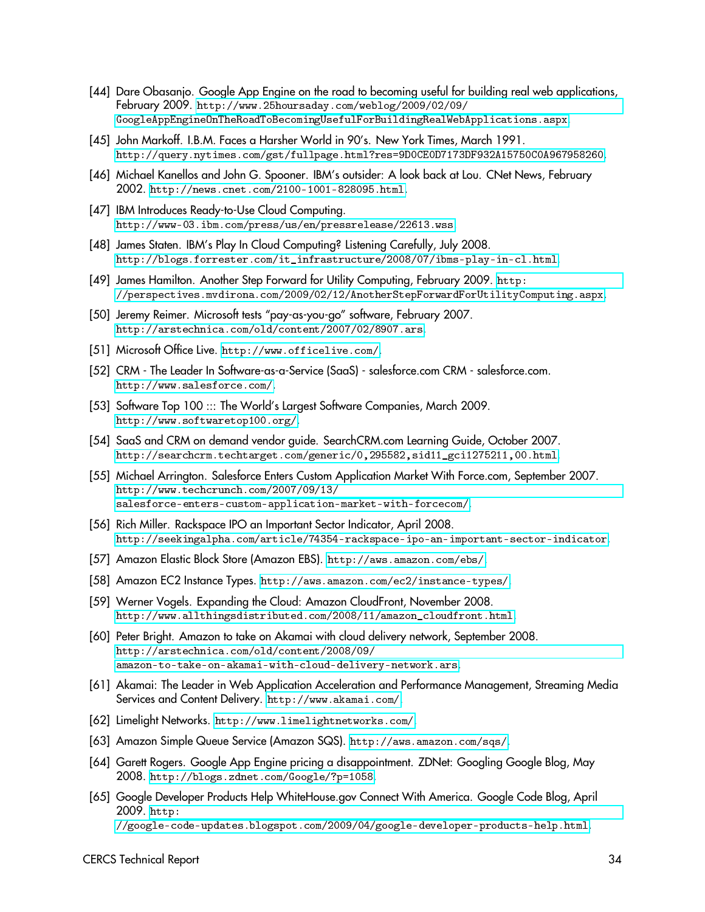[44] Dare Obasanjo. Google App Engine on the road to becoming useful for building real web applications, February 2009. http://www.25hoursaday.com/weblog/2009/02/09/GoogleAppEngineOnTheRoadToBecomingUsefulForBuildingRealWebApplications.aspx.

[45] John Markoff. I.B.M. Faces a Harsher World in 90's. New York Times, March 1991. http://query.nytimes.com/gst/fullpage.html?res=9D0CE0D7173DF932A15750C0A967958260.

[46] Michael Kanellos and John G. Spooner. IBM's outsider: A look back at Lou. CNet News, February 2002. http://news.cnet.com/2100-1001-828095.html.

[47] IBM Introduces Ready-to-Use Cloud Computing. http://www-03.ibm.com/press/us/en/pressrelease/22613.wss.

[48] James Staten. IBM's Play In Cloud Computing? Listening Carefully, July 2008. http://blogs.forrester.com/it_infrastructure/2008/07/ibms-play-in-cl.html.

[49] James Hamilton. Another Step Forward for Utility Computing, February 2009. http://perspectives.mvdirona.com/2009/02/12/AnotherStepForwardForUtilityComputing.aspx.

[50] Jeremy Reimer. Microsoft tests "pay-as-you-go" software, February 2007. http://arstechnica.com/old/content/2007/02/8907.ars.

[51] Microsoft Office Live. http://www.officelive.com/.

[52] CRM - The Leader In Software-as-a-Service (SaaS) - salesforce.com CRM - salesforce.com. http://www.salesforce.com/.

[53] Software Top 100 ::: The World's Largest Software Companies, March 2009. http://www.softwaretop100.org/.

[54] SaaS and CRM on demand vendor guide. SearchCRM.com Learning Guide, October 2007. http://searchcrm.techtarget.com/generic/0,295582,sid11_gci1275211,00.html.

[55] Michael Arrington. Salesforce Enters Custom Application Market With Force.com, September 2007. http://www.techcrunch.com/2007/09/13/salesforce-enters-custom-application-market-with-forcecom/.

[56] Rich Miller. Rackspace IPO an Important Sector Indicator, April 2008. http://seekingalpha.com/article/74354-rackspace-ipo-an-important-sector-indicator.

[57] Amazon Elastic Block Store (Amazon EBS). http://aws.amazon.com/ebs/.

[58] Amazon EC2 Instance Types. http://aws.amazon.com/ec2/instance-types/.

[59] Werner Vogels. Expanding the Cloud: Amazon CloudFront, November 2008. http://www.allthingsdistributed.com/2008/11/amazon_cloudfront.html.

[60] Peter Bright. Amazon to take on Akamai with cloud delivery network, September 2008. http://arstechnica.com/old/content/2008/09/amazon-to-take-on-akamai-with-cloud-delivery-network.ars.

[61] Akamai: The Leader in Web Application Acceleration and Performance Management, Streaming Media Services and Content Delivery. http://www.akamai.com/.

[62] Limelight Networks. http://www.limelightnetworks.com/.

[63] Amazon Simple Queue Service (Amazon SQS). http://aws.amazon.com/sqs/.

[64] Garett Rogers. Google App Engine pricing a disappointment. ZDNet: Googling Google Blog, May 2008. http://blogs.zdnet.com/Google/?p=1058.

[65] Google Developer Products Help WhiteHouse.gov Connect With America. Google Code Blog, April 2009. http://google-code-updates.blogspot.com/2009/04/google-developer-products-help.html.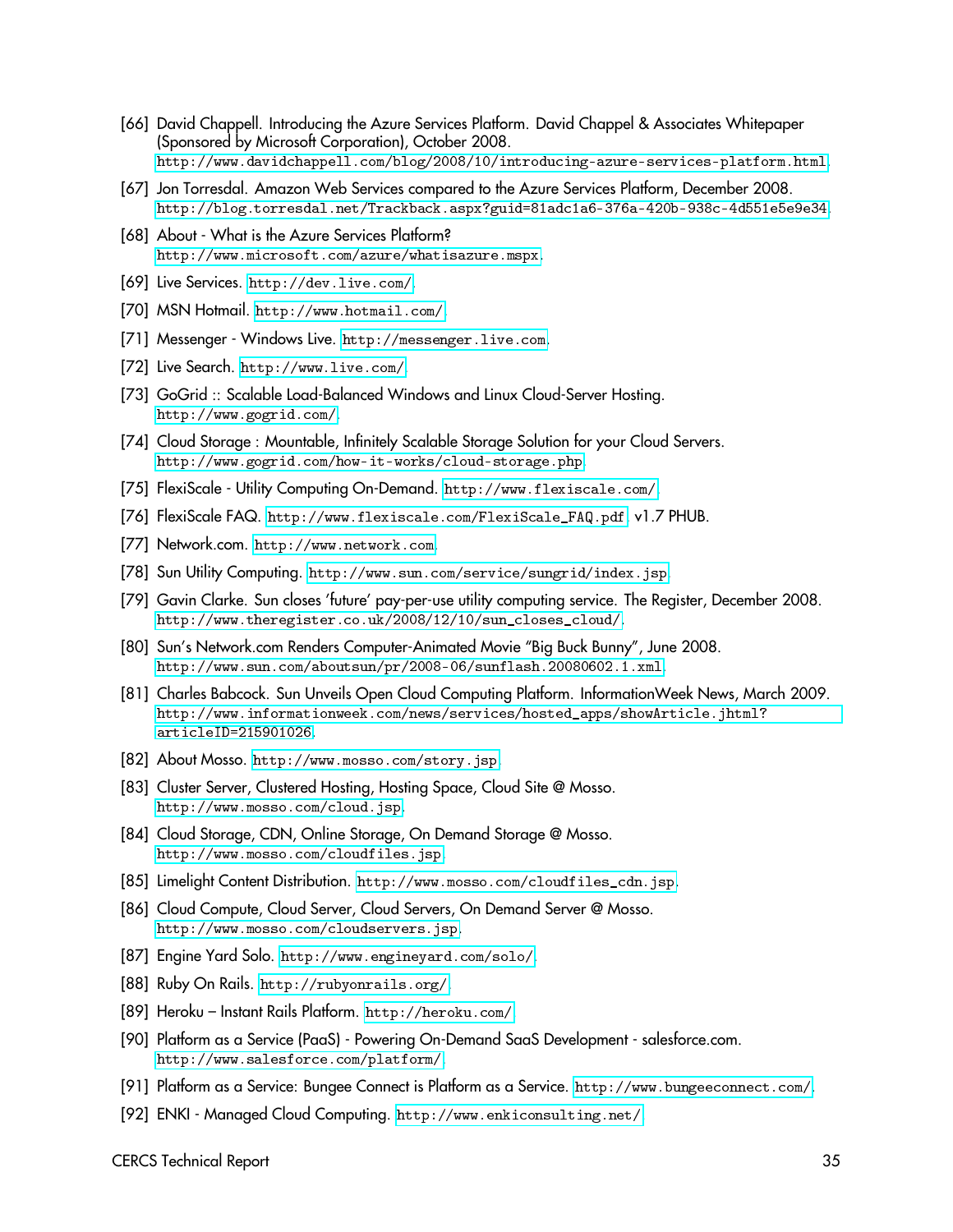[66] David Chappell. Introducing the Azure Services Platform. David Chappel & Associates Whitepaper (Sponsored by Microsoft Corporation), October 2008. http://www.davidchappell.com/blog/2008/10/introducing-azure-services-platform.html.

[67] Jon Torresdal. Amazon Web Services compared to the Azure Services Platform, December 2008. http://blog.torresdal.net/Trackback.aspx?guid=81adc1a6-376a-420b-938c-4d551e5e9e34.

[68] About - What is the Azure Services Platform? http://www.microsoft.com/azure/whatisazure.mspx.

[69] Live Services. http://dev.live.com/.

[70] MSN Hotmail. http://www.hotmail.com/.

[71] Messenger - Windows Live. http://messenger.live.com.

[72] Live Search. http://www.live.com/.

[73] GoGrid :: Scalable Load-Balanced Windows and Linux Cloud-Server Hosting. http://www.gogrid.com/.

[74] Cloud Storage : Mountable, Infinitely Scalable Storage Solution for your Cloud Servers. http://www.gogrid.com/how-it-works/cloud-storage.php.

[75] FlexiScale - Utility Computing On-Demand. http://www.flexiscale.com/.

[76] FlexiScale FAQ. http://www.flexiscale.com/FlexiScale_FAQ.pdf, v1.7 PHUB.

[77] Network.com. http://www.network.com.

[78] Sun Utility Computing. http://www.sun.com/service/sungrid/index.jsp.

[79] Gavin Clarke. Sun closes 'future' pay-per-use utility computing service. The Register, December 2008. http://www.theregister.co.uk/2008/12/10/sun_closes_cloud/.

[80] Sun's Network.com Renders Computer-Animated Movie "Big Buck Bunny", June 2008. http://www.sun.com/aboutsun/pr/2008-06/sunflash.20080602.1.xml.

[81] Charles Babcock. Sun Unveils Open Cloud Computing Platform. InformationWeek News, March 2009. http://www.informationweek.com/news/services/hosted_apps/showArticle.jhtml?articleID=215901026.

[82] About Mosso. http://www.mosso.com/story.jsp.

[83] Cluster Server, Clustered Hosting, Hosting Space, Cloud Site @ Mosso. http://www.mosso.com/cloud.jsp.

[84] Cloud Storage, CDN, Online Storage, On Demand Storage @ Mosso. http://www.mosso.com/cloudfiles.jsp.

[85] Limelight Content Distribution. http://www.mosso.com/cloudfiles_cdn.jsp.

[86] Cloud Compute, Cloud Server, Cloud Servers, On Demand Server @ Mosso. http://www.mosso.com/cloudservers.jsp.

[87] Engine Yard Solo. http://www.engineyard.com/solo/.

[88] Ruby On Rails. http://rubyonrails.org/.

[89] Heroku – Instant Rails Platform. http://heroku.com/.

[90] Platform as a Service (PaaS) - Powering On-Demand SaaS Development - salesforce.com. http://www.salesforce.com/platform/.

[91] Platform as a Service: Bungee Connect is Platform as a Service. http://www.bungeeconnect.com/.

[92] ENKI - Managed Cloud Computing. http://www.enkiconsulting.net/.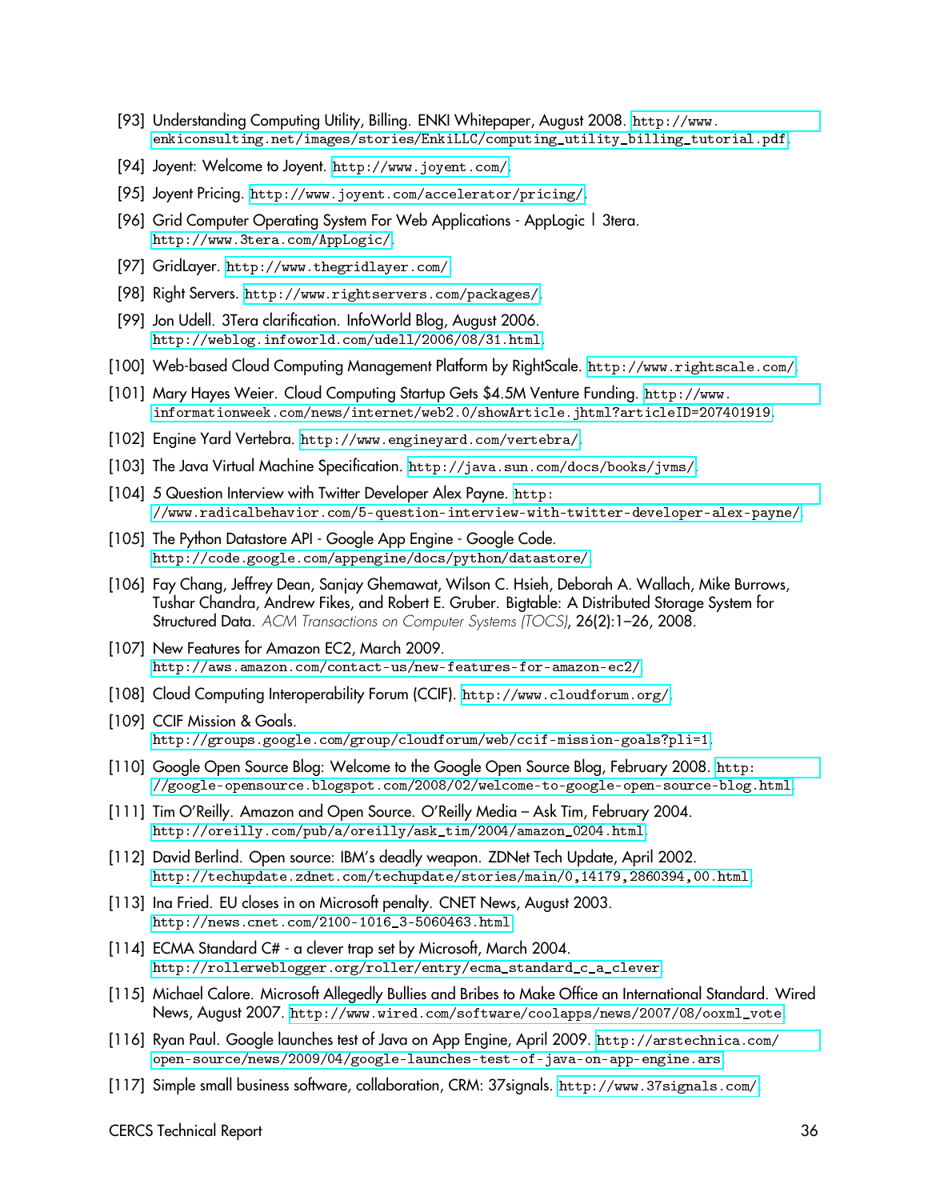[93] Understanding Computing Utility, Billing. ENKI Whitepaper, August 2008. http://www.enkiconsulting.net/images/stories/EnkiLLC/computing_utility_billing_tutorial.pdf.

[94] Joyent: Welcome to Joyent. http://www.joyent.com/.

[95] Joyent Pricing. http://www.joyent.com/accelerator/pricing/.

[96] Grid Computer Operating System For Web Applications - AppLogic | 3tera. http://www.3tera.com/AppLogic/.

[97] GridLayer. http://www.thegridlayer.com/.

[98] Right Servers. http://www.rightservers.com/packages/.

[99] Jon Udell. 3Tera clarification. InfoWorld Blog, August 2006. http://weblog.infoworld.com/udell/2006/08/31.html.

[100] Web-based Cloud Computing Management Platform by RightScale. http://www.rightscale.com/.

[101] Mary Hayes Weier. Cloud Computing Startup Gets $4.5M Venture Funding. http://www.informationweek.com/news/internet/web2.0/showArticle.jhtml?articleID=207401919.

[102] Engine Yard Vertebra. http://www.engineyard.com/vertebra/.

[103] The Java Virtual Machine Specification. http://java.sun.com/docs/books/jvms/.

[104] 5 Question Interview with Twitter Developer Alex Payne. http://www.radicalbehavior.com/5-question-interview-with-twitter-developer-alex-payne/.

[105] The Python Datastore API - Google App Engine - Google Code. http://code.google.com/appengine/docs/python/datastore/.

[106] Fay Chang, Jeffrey Dean, Sanjay Ghemawat, Wilson C. Hsieh, Deborah A. Wallach, Mike Burrows, Tushar Chandra, Andrew Fikes, and Robert E. Gruber. Bigtable: A Distributed Storage System for Structured Data. *ACM Transactions on Computer Systems (TOCS)*, 26(2):1–26, 2008.

[107] New Features for Amazon EC2, March 2009. http://aws.amazon.com/contact-us/new-features-for-amazon-ec2/.

[108] Cloud Computing Interoperability Forum (CCIF). http://www.cloudforum.org/.

[109] CCIF Mission & Goals. http://groups.google.com/group/cloudforum/web/ccif-mission-goals?pli=1.

[110] Google Open Source Blog: Welcome to the Google Open Source Blog, February 2008. http://google-opensource.blogspot.com/2008/02/welcome-to-google-open-source-blog.html.

[111] Tim O'Reilly. Amazon and Open Source. O'Reilly Media – Ask Tim, February 2004. http://oreilly.com/pub/a/oreilly/ask_tim/2004/amazon_0204.html.

[112] David Berlind. Open source: IBM's deadly weapon. ZDNet Tech Update, April 2002. http://techupdate.zdnet.com/techupdate/stories/main/0,14179,2860394,00.html.

[113] Ina Fried. EU closes in on Microsoft penalty. CNET News, August 2003. http://news.cnet.com/2100-1016_3-5060463.html.

[114] ECMA Standard C# - a clever trap set by Microsoft, March 2004. http://rollerweblogger.org/roller/entry/ecma_standard_c_a_clever.

[115] Michael Calore. Microsoft Allegedly Bullies and Bribes to Make Office an International Standard. Wired News, August 2007. http://www.wired.com/software/coolapps/news/2007/08/ooxml_vote.

[116] Ryan Paul. Google launches test of Java on App Engine, April 2009. http://arstechnica.com/open-source/news/2009/04/google-launches-test-of-java-on-app-engine.ars.

[117] Simple small business software, collaboration, CRM: 37signals. http://www.37signals.com/.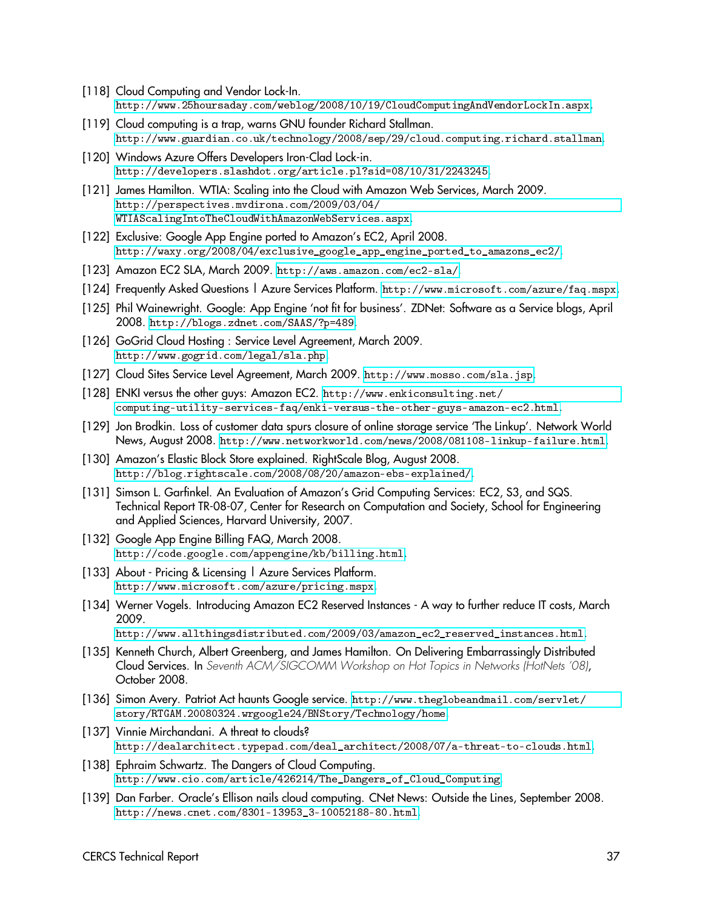[118] Cloud Computing and Vendor Lock-In.
http://www.25hoursaday.com/weblog/2008/10/19/CloudComputingAndVendorLockIn.aspx.

[119] Cloud computing is a trap, warns GNU founder Richard Stallman.
http://www.guardian.co.uk/technology/2008/sep/29/cloud.computing.richard.stallman.

[120] Windows Azure Offers Developers Iron-Clad Lock-in.
http://developers.slashdot.org/article.pl?sid=08/10/31/2243245.

[121] James Hamilton. WTIA: Scaling into the Cloud with Amazon Web Services, March 2009.
http://perspectives.mvdirona.com/2009/03/04/WTIAScalingIntoTheCloudWithAmazonWebServices.aspx.

[122] Exclusive: Google App Engine ported to Amazon's EC2, April 2008.
http://waxy.org/2008/04/exclusive_google_app_engine_ported_to_amazons_ec2/.

[123] Amazon EC2 SLA, March 2009. http://aws.amazon.com/ec2-sla/.

[124] Frequently Asked Questions | Azure Services Platform. http://www.microsoft.com/azure/faq.mspx.

[125] Phil Wainewright. Google: App Engine 'not fit for business'. ZDNet: Software as a Service blogs, April 2008. http://blogs.zdnet.com/SAAS/?p=489.

[126] GoGrid Cloud Hosting : Service Level Agreement, March 2009.
http://www.gogrid.com/legal/sla.php.

[127] Cloud Sites Service Level Agreement, March 2009. http://www.mosso.com/sla.jsp.

[128] ENKI versus the other guys: Amazon EC2. http://www.enkiconsulting.net/computing-utility-services-faq/enki-versus-the-other-guys-amazon-ec2.html.

[129] Jon Brodkin. Loss of customer data spurs closure of online storage service 'The Linkup'. Network World News, August 2008. http://www.networkworld.com/news/2008/081108-linkup-failure.html.

[130] Amazon's Elastic Block Store explained. RightScale Blog, August 2008.
http://blog.rightscale.com/2008/08/20/amazon-ebs-explained/.

[131] Simson L. Garfinkel. An Evaluation of Amazon's Grid Computing Services: EC2, S3, and SQS. Technical Report TR-08-07, Center for Research on Computation and Society, School for Engineering and Applied Sciences, Harvard University, 2007.

[132] Google App Engine Billing FAQ, March 2008.
http://code.google.com/appengine/kb/billing.html.

[133] About - Pricing & Licensing | Azure Services Platform.
http://www.microsoft.com/azure/pricing.mspx.

[134] Werner Vogels. Introducing Amazon EC2 Reserved Instances - A way to further reduce IT costs, March 2009.
http://www.allthingsdistributed.com/2009/03/amazon_ec2_reserved_instances.html.

[135] Kenneth Church, Albert Greenberg, and James Hamilton. On Delivering Embarrassingly Distributed Cloud Services. In *Seventh ACM/SIGCOMM Workshop on Hot Topics in Networks (HotNets '08)*, October 2008.

[136] Simon Avery. Patriot Act haunts Google service. http://www.theglobeandmail.com/servlet/story/RTGAM.20080324.wrgoogle24/BNStory/Technology/home.

[137] Vinnie Mirchandani. A threat to clouds?
http://dealarchitect.typepad.com/deal_architect/2008/07/a-threat-to-clouds.html.

[138] Ephraim Schwartz. The Dangers of Cloud Computing.
http://www.cio.com/article/426214/The_Dangers_of_Cloud_Computing.

[139] Dan Farber. Oracle's Ellison nails cloud computing. CNet News: Outside the Lines, September 2008.
http://news.cnet.com/8301-13953_3-10052188-80.html.